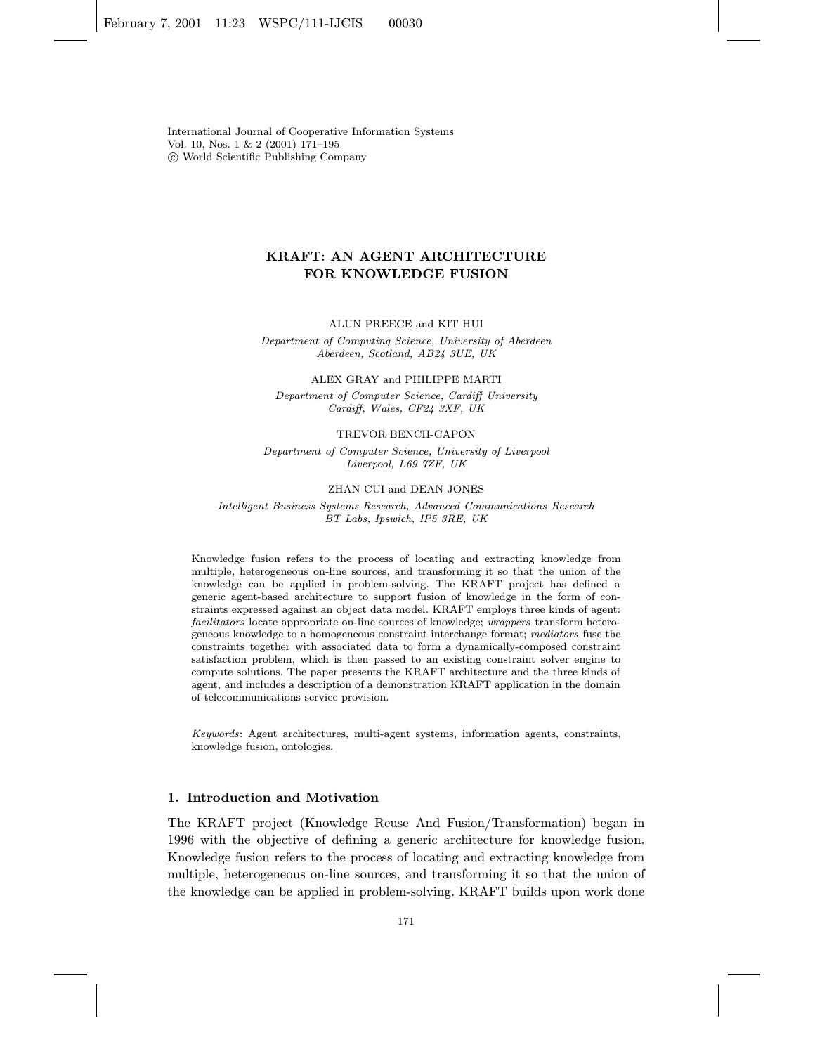# KRAFT: AN AGENT ARCHITECTURE FOR KNOWLEDGE FUSION

ALUN PREECE and KIT HUI

*Department of Computing Science, University of Aberdeen Aberdeen, Scotland, AB24 3UE, UK*

ALEX GRAY and PHILIPPE MARTI

*Department of Computer Science, Cardiff University Cardiff, Wales, CF24 3XF, UK*

TREVOR BENCH-CAPON

*Department of Computer Science, University of Liverpool Liverpool, L69 7ZF, UK*

ZHAN CUI and DEAN JONES

*Intelligent Business Systems Research, Advanced Communications Research BT Labs, Ipswich, IP5 3RE, UK*

Knowledge fusion refers to the process of locating and extracting knowledge from multiple, heterogeneous on-line sources, and transforming it so that the union of the knowledge can be applied in problem-solving. The KRAFT project has defined a generic agent-based architecture to support fusion of knowledge in the form of constraints expressed against an object data model. KRAFT employs three kinds of agent: *facilitators* locate appropriate on-line sources of knowledge; *wrappers* transform heterogeneous knowledge to a homogeneous constraint interchange format; *mediators* fuse the constraints together with associated data to form a dynamically-composed constraint satisfaction problem, which is then passed to an existing constraint solver engine to compute solutions. The paper presents the KRAFT architecture and the three kinds of agent, and includes a description of a demonstration KRAFT application in the domain of telecommunications service provision.

*Keywords*: Agent architectures, multi-agent systems, information agents, constraints, knowledge fusion, ontologies.

## 1. Introduction and Motivation

The KRAFT project (Knowledge Reuse And Fusion/Transformation) began in 1996 with the objective of defining a generic architecture for knowledge fusion. Knowledge fusion refers to the process of locating and extracting knowledge from multiple, heterogeneous on-line sources, and transforming it so that the union of the knowledge can be applied in problem-solving. KRAFT builds upon work done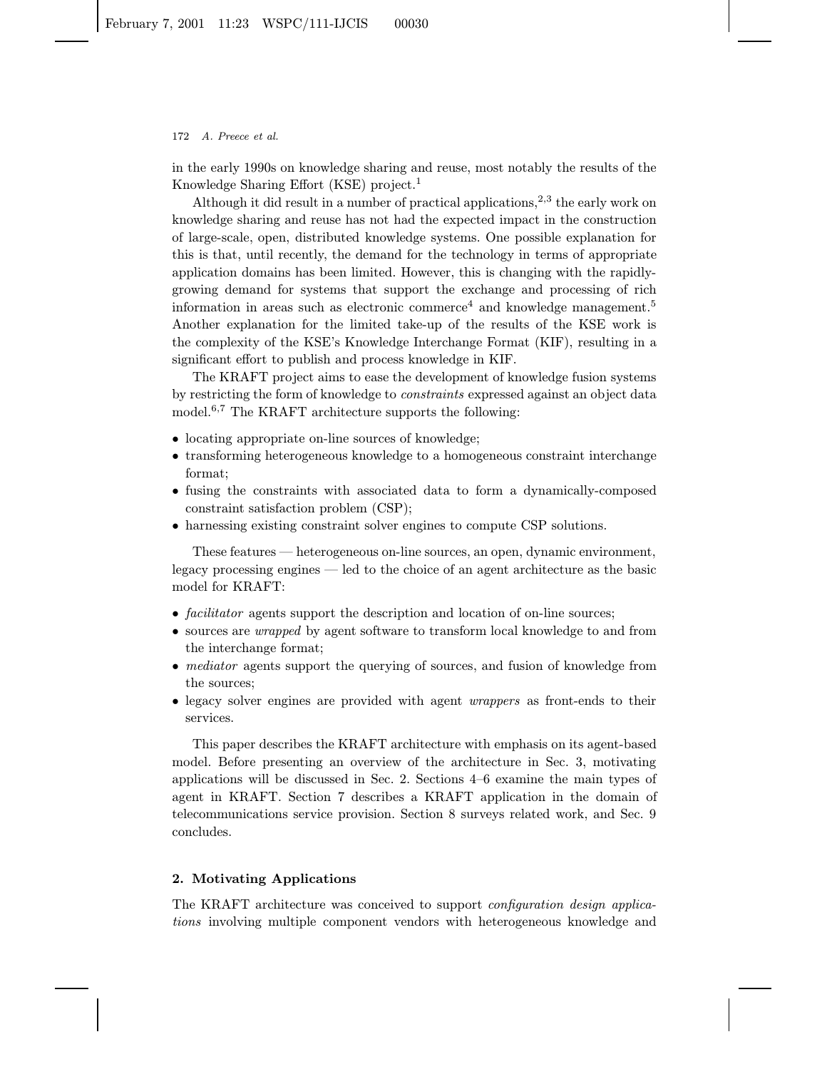in the early 1990s on knowledge sharing and reuse, most notably the results of the Knowledge Sharing Effort (KSE) project.[1]

Although it did result in a number of practical applications,[2,3] the early work on knowledge sharing and reuse has not had the expected impact in the construction of large-scale, open, distributed knowledge systems. One possible explanation for this is that, until recently, the demand for the technology in terms of appropriate application domains has been limited. However, this is changing with the rapidly-growing demand for systems that support the exchange and processing of rich information in areas such as electronic commerce[4] and knowledge management.[5] Another explanation for the limited take-up of the results of the KSE work is the complexity of the KSE's Knowledge Interchange Format (KIF), resulting in a significant effort to publish and process knowledge in KIF.

The KRAFT project aims to ease the development of knowledge fusion systems by restricting the form of knowledge to *constraints* expressed against an object data model.[6,7] The KRAFT architecture supports the following:

- locating appropriate on-line sources of knowledge;
- transforming heterogeneous knowledge to a homogeneous constraint interchange format;
- fusing the constraints with associated data to form a dynamically-composed constraint satisfaction problem (CSP);
- harnessing existing constraint solver engines to compute CSP solutions.

These features — heterogeneous on-line sources, an open, dynamic environment, legacy processing engines — led to the choice of an agent architecture as the basic model for KRAFT:

- *facilitator* agents support the description and location of on-line sources;
- sources are *wrapped* by agent software to transform local knowledge to and from the interchange format;
- *mediator* agents support the querying of sources, and fusion of knowledge from the sources;
- legacy solver engines are provided with agent *wrappers* as front-ends to their services.

This paper describes the KRAFT architecture with emphasis on its agent-based model. Before presenting an overview of the architecture in Sec. 3, motivating applications will be discussed in Sec. 2. Sections 4–6 examine the main types of agent in KRAFT. Section 7 describes a KRAFT application in the domain of telecommunications service provision. Section 8 surveys related work, and Sec. 9 concludes.

## 2. Motivating Applications

The KRAFT architecture was conceived to support *configuration design applications* involving multiple component vendors with heterogeneous knowledge and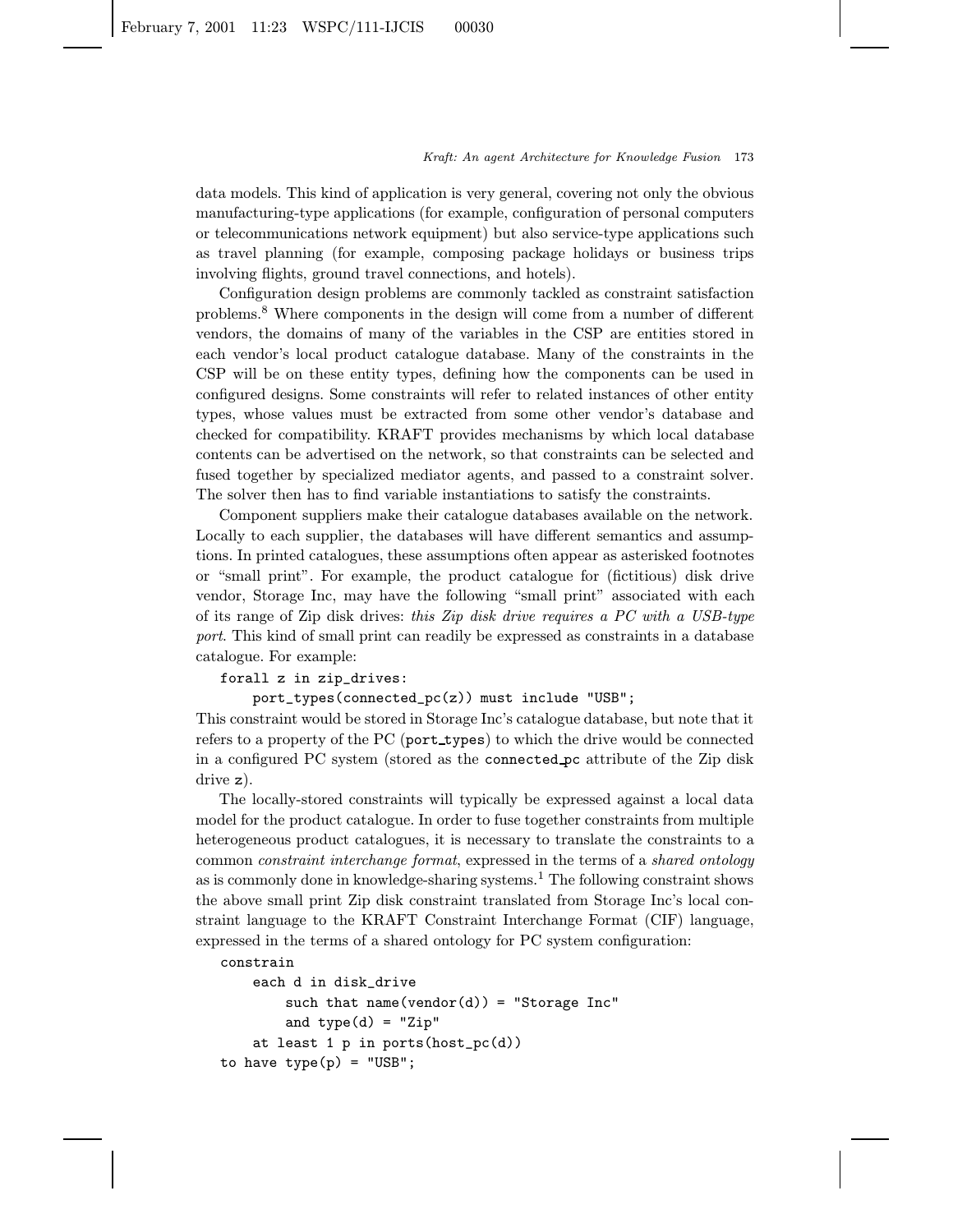data models. This kind of application is very general, covering not only the obvious manufacturing-type applications (for example, configuration of personal computers or telecommunications network equipment) but also service-type applications such as travel planning (for example, composing package holidays or business trips involving flights, ground travel connections, and hotels).

Configuration design problems are commonly tackled as constraint satisfaction problems.[8] Where components in the design will come from a number of different vendors, the domains of many of the variables in the CSP are entities stored in each vendor's local product catalogue database. Many of the constraints in the CSP will be on these entity types, defining how the components can be used in configured designs. Some constraints will refer to related instances of other entity types, whose values must be extracted from some other vendor's database and checked for compatibility. KRAFT provides mechanisms by which local database contents can be advertised on the network, so that constraints can be selected and fused together by specialized mediator agents, and passed to a constraint solver. The solver then has to find variable instantiations to satisfy the constraints.

Component suppliers make their catalogue databases available on the network. Locally to each supplier, the databases will have different semantics and assumptions. In printed catalogues, these assumptions often appear as asterisked footnotes or "small print". For example, the product catalogue for (fictitious) disk drive vendor, Storage Inc, may have the following "small print" associated with each of its range of Zip disk drives: *this Zip disk drive requires a PC with a USB-type port*. This kind of small print can readily be expressed as constraints in a database catalogue. For example:

```
forall z in zip_drives:
    port_types(connected_pc(z)) must include "USB";
```

This constraint would be stored in Storage Inc's catalogue database, but note that it refers to a property of the PC (`port_types`) to which the drive would be connected in a configured PC system (stored as the `connected_pc` attribute of the Zip disk drive `z`).

The locally-stored constraints will typically be expressed against a local data model for the product catalogue. In order to fuse together constraints from multiple heterogeneous product catalogues, it is necessary to translate the constraints to a common *constraint interchange format*, expressed in the terms of a *shared ontology* as is commonly done in knowledge-sharing systems.[1] The following constraint shows the above small print Zip disk constraint translated from Storage Inc's local constraint language to the KRAFT Constraint Interchange Format (CIF) language, expressed in the terms of a shared ontology for PC system configuration:

```
constrain
    each d in disk_drive
        such that name(vendor(d)) = "Storage Inc"
        and type(d) = "Zip"
    at least 1 p in ports(host_pc(d))
to have type(p) = "USB";
```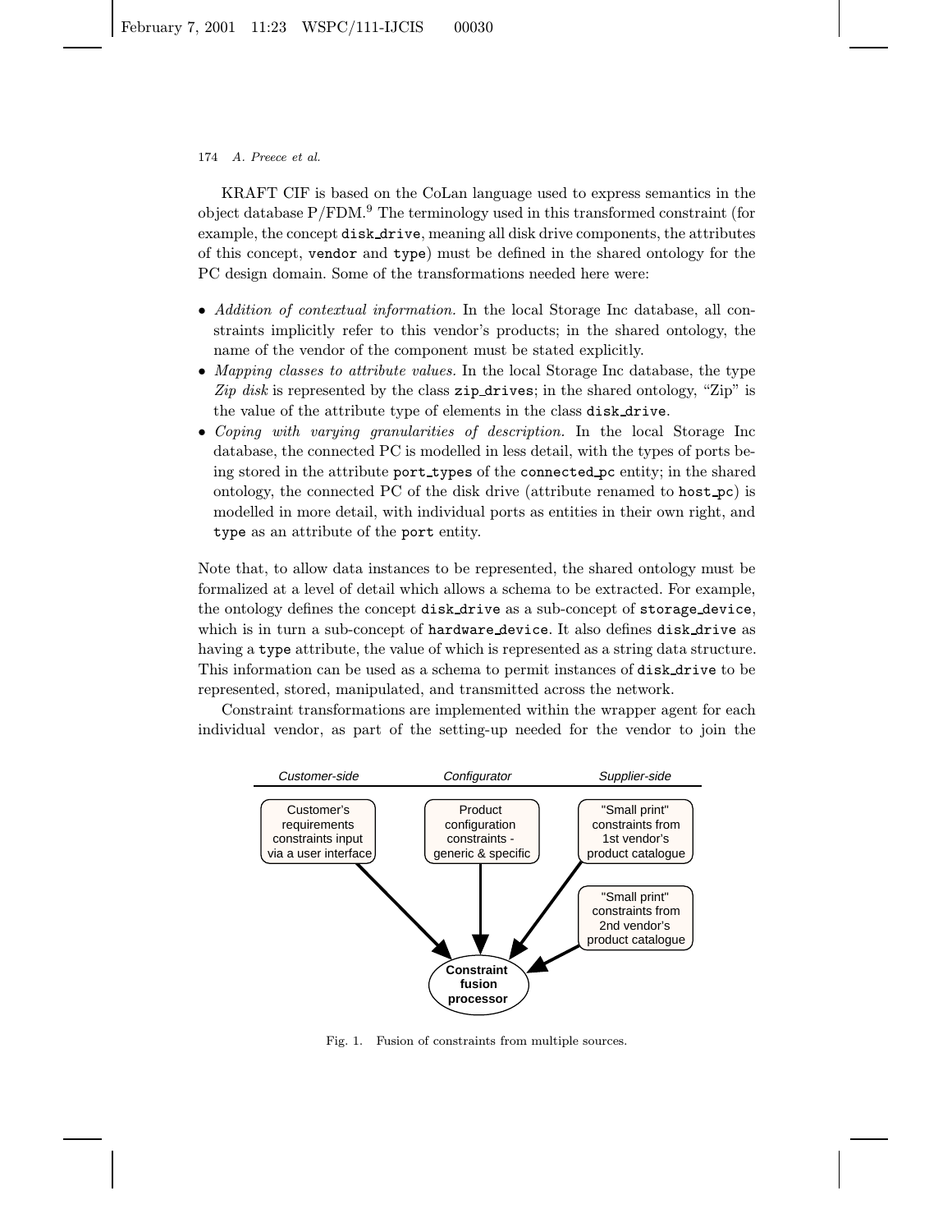KRAFT CIF is based on the CoLan language used to express semantics in the object database P/FDM.[9] The terminology used in this transformed constraint (for example, the concept `disk_drive`, meaning all disk drive components, the attributes of this concept, `vendor` and `type`) must be defined in the shared ontology for the PC design domain. Some of the transformations needed here were:

- *Addition of contextual information.* In the local Storage Inc database, all constraints implicitly refer to this vendor's products; in the shared ontology, the name of the vendor of the component must be stated explicitly.
- *Mapping classes to attribute values.* In the local Storage Inc database, the type *Zip disk* is represented by the class `zip_drives`; in the shared ontology, "Zip" is the value of the attribute type of elements in the class `disk_drive`.
- *Coping with varying granularities of description.* In the local Storage Inc database, the connected PC is modelled in less detail, with the types of ports being stored in the attribute `port_types` of the `connected_pc` entity; in the shared ontology, the connected PC of the disk drive (attribute renamed to `host_pc`) is modelled in more detail, with individual ports as entities in their own right, and `type` as an attribute of the `port` entity.

Note that, to allow data instances to be represented, the shared ontology must be formalized at a level of detail which allows a schema to be extracted. For example, the ontology defines the concept `disk_drive` as a sub-concept of `storage_device`, which is in turn a sub-concept of `hardware_device`. It also defines `disk_drive` as having a `type` attribute, the value of which is represented as a string data structure. This information can be used as a schema to permit instances of `disk_drive` to be represented, stored, manipulated, and transmitted across the network.

Constraint transformations are implemented within the wrapper agent for each individual vendor, as part of the setting-up needed for the vendor to join the

Customer-side | Configurator | Supplier-side

Customer's requirements constraints input via a user interface → Constraint fusion processor

Product configuration constraints - generic & specific → Constraint fusion processor

"Small print" constraints from 1st vendor's product catalogue → Constraint fusion processor

"Small print" constraints from 2nd vendor's product catalogue → Constraint fusion processor

Fig. 1. Fusion of constraints from multiple sources.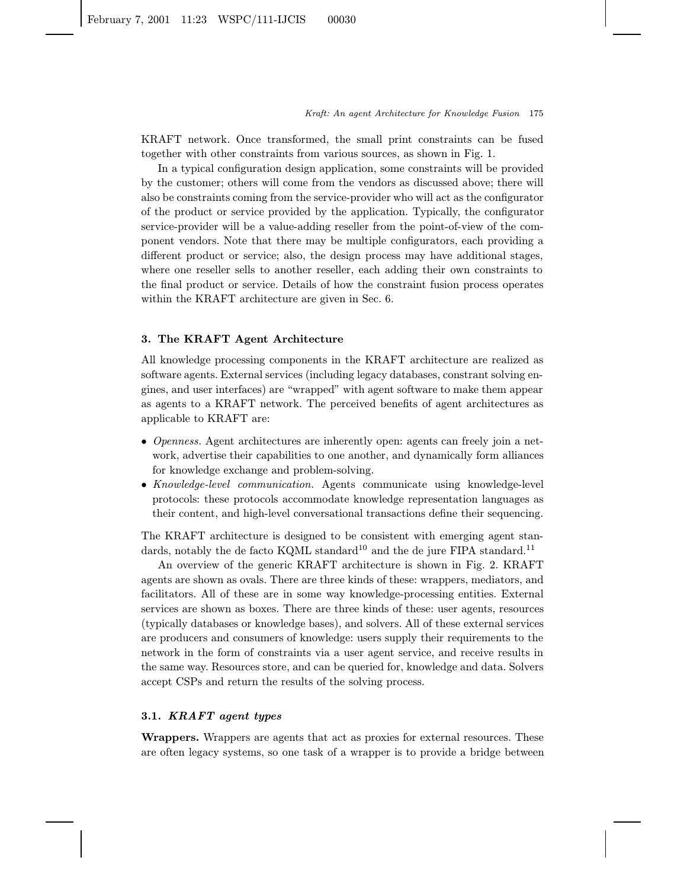KRAFT network. Once transformed, the small print constraints can be fused together with other constraints from various sources, as shown in Fig. 1.

In a typical configuration design application, some constraints will be provided by the customer; others will come from the vendors as discussed above; there will also be constraints coming from the service-provider who will act as the configurator of the product or service provided by the application. Typically, the configurator service-provider will be a value-adding reseller from the point-of-view of the component vendors. Note that there may be multiple configurators, each providing a different product or service; also, the design process may have additional stages, where one reseller sells to another reseller, each adding their own constraints to the final product or service. Details of how the constraint fusion process operates within the KRAFT architecture are given in Sec. 6.

## 3. The KRAFT Agent Architecture

All knowledge processing components in the KRAFT architecture are realized as software agents. External services (including legacy databases, constrant solving engines, and user interfaces) are "wrapped" with agent software to make them appear as agents to a KRAFT network. The perceived benefits of agent architectures as applicable to KRAFT are:

- *Openness.* Agent architectures are inherently open: agents can freely join a network, advertise their capabilities to one another, and dynamically form alliances for knowledge exchange and problem-solving.
- *Knowledge-level communication.* Agents communicate using knowledge-level protocols: these protocols accommodate knowledge representation languages as their content, and high-level conversational transactions define their sequencing.

The KRAFT architecture is designed to be consistent with emerging agent standards, notably the de facto KQML standard[10] and the de jure FIPA standard.[11]

An overview of the generic KRAFT architecture is shown in Fig. 2. KRAFT agents are shown as ovals. There are three kinds of these: wrappers, mediators, and facilitators. All of these are in some way knowledge-processing entities. External services are shown as boxes. There are three kinds of these: user agents, resources (typically databases or knowledge bases), and solvers. All of these external services are producers and consumers of knowledge: users supply their requirements to the network in the form of constraints via a user agent service, and receive results in the same way. Resources store, and can be queried for, knowledge and data. Solvers accept CSPs and return the results of the solving process.

### 3.1. *KRAFT agent types*

**Wrappers.** Wrappers are agents that act as proxies for external resources. These are often legacy systems, so one task of a wrapper is to provide a bridge between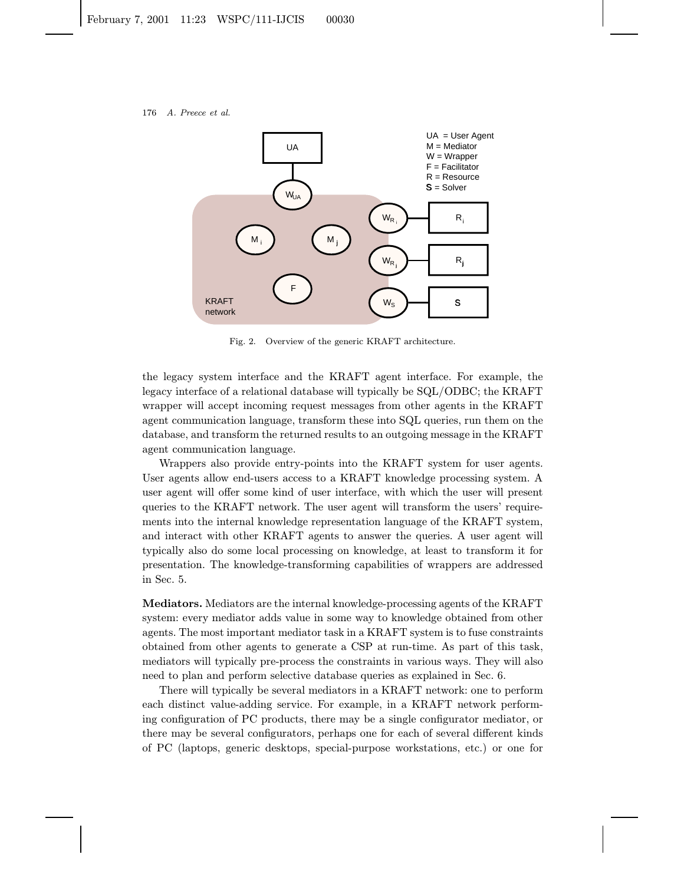UA = User Agent
M = Mediator
W = Wrapper
F = Facilitator
R = Resource
S = Solver

UA

$W_{UA}$

$M_i$

$M_j$

F

KRAFT network

$W_{R_i}$

$R_i$

$W_{R_j}$

$R_j$

$W_S$

S

Fig. 2. Overview of the generic KRAFT architecture.

the legacy system interface and the KRAFT agent interface. For example, the legacy interface of a relational database will typically be SQL/ODBC; the KRAFT wrapper will accept incoming request messages from other agents in the KRAFT agent communication language, transform these into SQL queries, run them on the database, and transform the returned results to an outgoing message in the KRAFT agent communication language.

Wrappers also provide entry-points into the KRAFT system for user agents. User agents allow end-users access to a KRAFT knowledge processing system. A user agent will offer some kind of user interface, with which the user will present queries to the KRAFT network. The user agent will transform the users' requirements into the internal knowledge representation language of the KRAFT system, and interact with other KRAFT agents to answer the queries. A user agent will typically also do some local processing on knowledge, at least to transform it for presentation. The knowledge-transforming capabilities of wrappers are addressed in Sec. 5.

**Mediators.** Mediators are the internal knowledge-processing agents of the KRAFT system: every mediator adds value in some way to knowledge obtained from other agents. The most important mediator task in a KRAFT system is to fuse constraints obtained from other agents to generate a CSP at run-time. As part of this task, mediators will typically pre-process the constraints in various ways. They will also need to plan and perform selective database queries as explained in Sec. 6.

There will typically be several mediators in a KRAFT network: one to perform each distinct value-adding service. For example, in a KRAFT network performing configuration of PC products, there may be a single configurator mediator, or there may be several configurators, perhaps one for each of several different kinds of PC (laptops, generic desktops, special-purpose workstations, etc.) or one for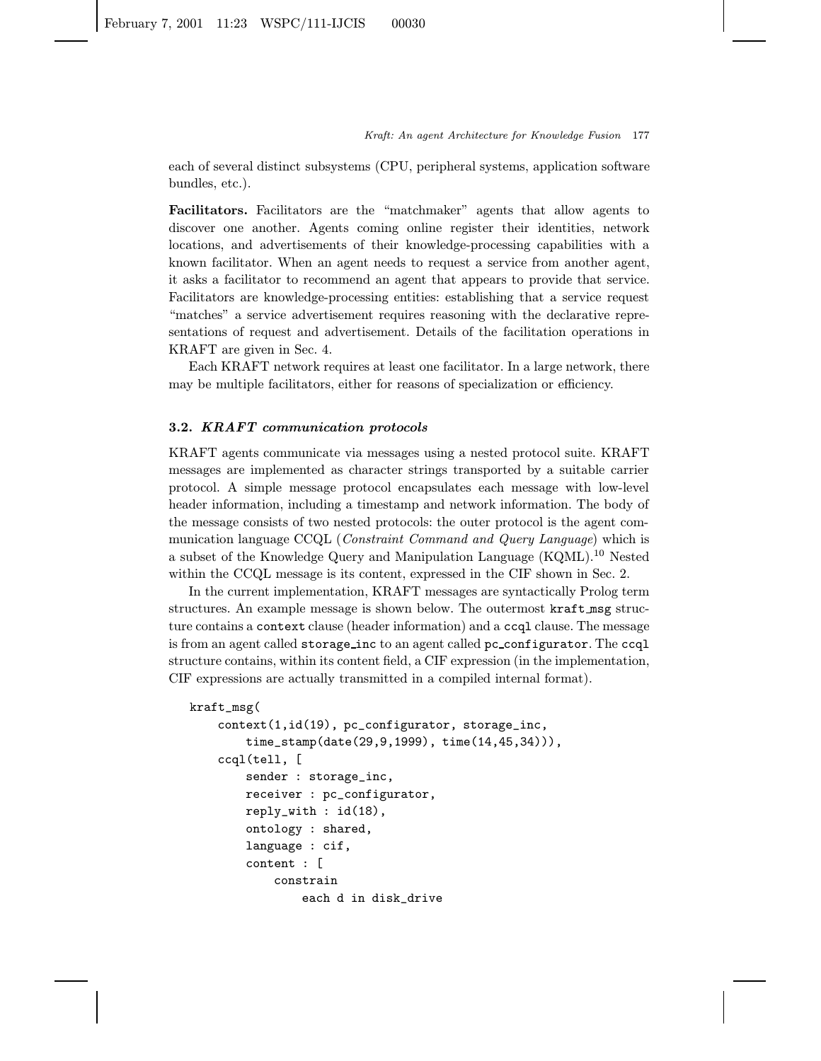each of several distinct subsystems (CPU, peripheral systems, application software bundles, etc.).

**Facilitators.** Facilitators are the "matchmaker" agents that allow agents to discover one another. Agents coming online register their identities, network locations, and advertisements of their knowledge-processing capabilities with a known facilitator. When an agent needs to request a service from another agent, it asks a facilitator to recommend an agent that appears to provide that service. Facilitators are knowledge-processing entities: establishing that a service request "matches" a service advertisement requires reasoning with the declarative representations of request and advertisement. Details of the facilitation operations in KRAFT are given in Sec. 4.

Each KRAFT network requires at least one facilitator. In a large network, there may be multiple facilitators, either for reasons of specialization or efficiency.

### 3.2. *KRAFT communication protocols*

KRAFT agents communicate via messages using a nested protocol suite. KRAFT messages are implemented as character strings transported by a suitable carrier protocol. A simple message protocol encapsulates each message with low-level header information, including a timestamp and network information. The body of the message consists of two nested protocols: the outer protocol is the agent communication language CCQL (*Constraint Command and Query Language*) which is a subset of the Knowledge Query and Manipulation Language (KQML).[10] Nested within the CCQL message is its content, expressed in the CIF shown in Sec. 2.

In the current implementation, KRAFT messages are syntactically Prolog term structures. An example message is shown below. The outermost `kraft_msg` structure contains a `context` clause (header information) and a `ccql` clause. The message is from an agent called `storage_inc` to an agent called `pc_configurator`. The `ccql` structure contains, within its content field, a CIF expression (in the implementation, CIF expressions are actually transmitted in a compiled internal format).

```
kraft_msg(
    context(1,id(19), pc_configurator, storage_inc,
        time_stamp(date(29,9,1999), time(14,45,34))),
    ccql(tell, [
        sender : storage_inc,
        receiver : pc_configurator,
        reply_with : id(18),
        ontology : shared,
        language : cif,
        content : [
            constrain
                each d in disk_drive
```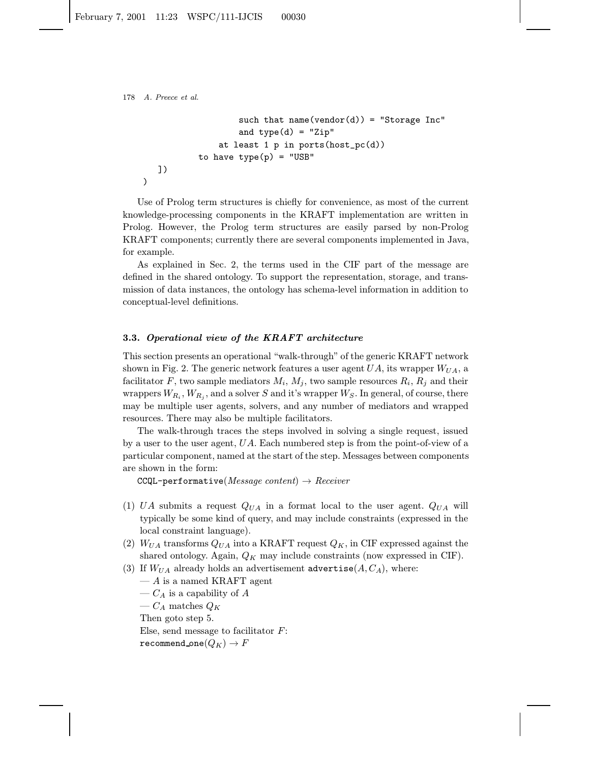```
                    such that name(vendor(d)) = "Storage Inc"
                    and type(d) = "Zip"
                at least 1 p in ports(host_pc(d))
            to have type(p) = "USB"
    ])
)
```

Use of Prolog term structures is chiefly for convenience, as most of the current knowledge-processing components in the KRAFT implementation are written in Prolog. However, the Prolog term structures are easily parsed by non-Prolog KRAFT components; currently there are several components implemented in Java, for example.

As explained in Sec. 2, the terms used in the CIF part of the message are defined in the shared ontology. To support the representation, storage, and transmission of data instances, the ontology has schema-level information in addition to conceptual-level definitions.

### 3.3. *Operational view of the KRAFT architecture*

This section presents an operational "walk-through" of the generic KRAFT network shown in Fig. 2. The generic network features a user agent $UA$, its wrapper $W_{UA}$, a facilitator $F$, two sample mediators $M_i$, $M_j$, two sample resources $R_i$, $R_j$ and their wrappers $W_{R_i}$, $W_{R_j}$, and a solver $S$ and it's wrapper $W_S$. In general, of course, there may be multiple user agents, solvers, and any number of mediators and wrapped resources. There may also be multiple facilitators.

The walk-through traces the steps involved in solving a single request, issued by a user to the user agent, $UA$. Each numbered step is from the point-of-view of a particular component, named at the start of the step. Messages between components are shown in the form:

`CCQL-performative`(*Message content*) $\rightarrow$ *Receiver*

(1) $UA$ submits a request $Q_{UA}$ in a format local to the user agent. $Q_{UA}$ will typically be some kind of query, and may include constraints (expressed in the local constraint language).

(2) $W_{UA}$ transforms $Q_{UA}$ into a KRAFT request $Q_K$, in CIF expressed against the shared ontology. Again, $Q_K$ may include constraints (now expressed in CIF).

(3) If $W_{UA}$ already holds an advertisement `advertise`$(A, C_A)$, where:
— $A$ is a named KRAFT agent
— $C_A$ is a capability of $A$
— $C_A$ matches $Q_K$
Then goto step 5.
Else, send message to facilitator $F$:
`recommend_one`$(Q_K) \rightarrow F$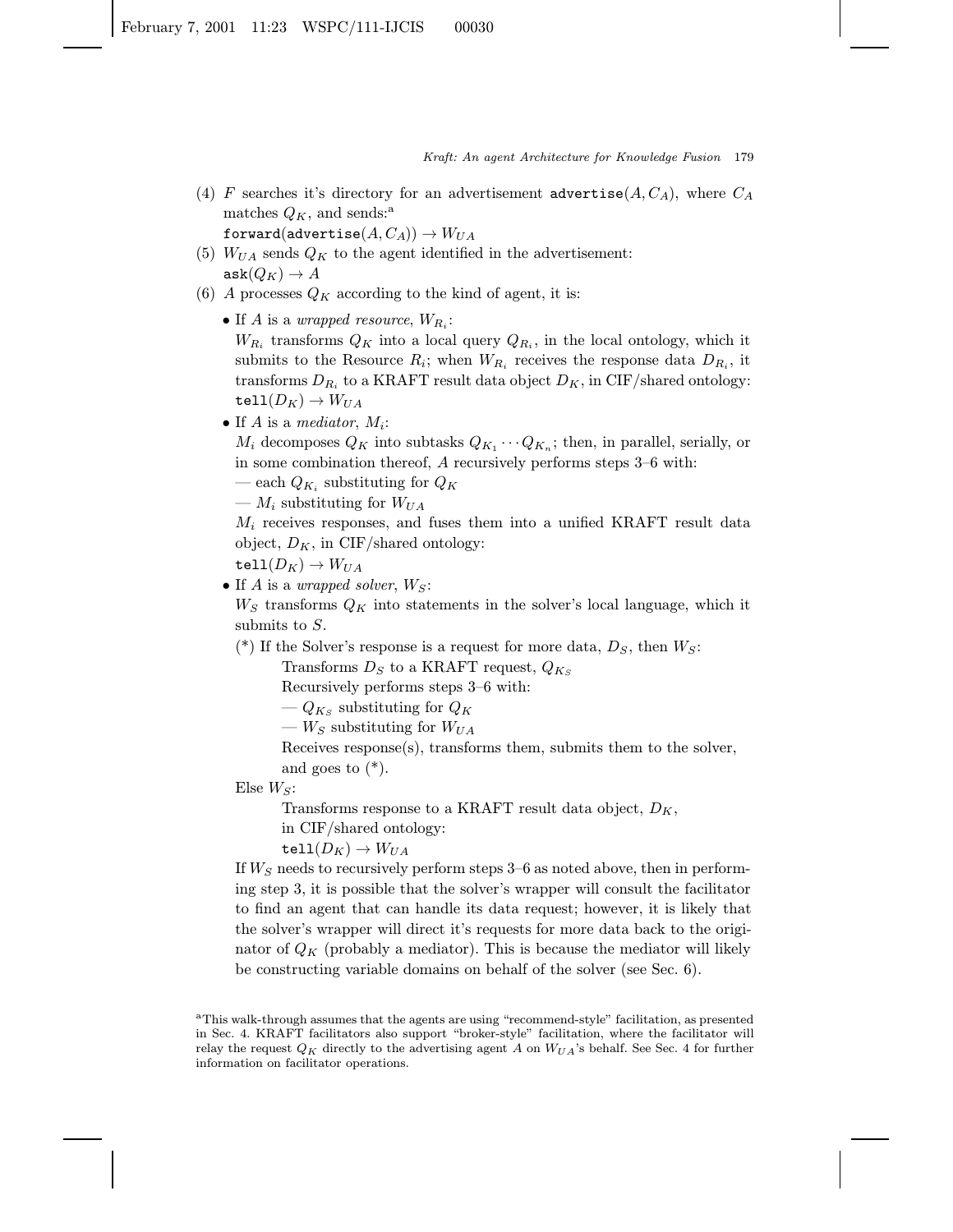(4) $F$ searches it's directory for an advertisement $\texttt{advertise}(A, C_A)$, where $C_A$ matches $Q_K$, and sends:[a]
$\texttt{forward}(\texttt{advertise}(A, C_A)) \rightarrow W_{UA}$

(5) $W_{UA}$ sends $Q_K$ to the agent identified in the advertisement:
$\texttt{ask}(Q_K) \rightarrow A$

(6) $A$ processes $Q_K$ according to the kind of agent, it is:

- If $A$ is a *wrapped resource*, $W_{R_i}$:
  $W_{R_i}$ transforms $Q_K$ into a local query $Q_{R_i}$, in the local ontology, which it submits to the Resource $R_i$; when $W_{R_i}$ receives the response data $D_{R_i}$, it transforms $D_{R_i}$ to a KRAFT result data object $D_K$, in CIF/shared ontology:
  $\texttt{tell}(D_K) \rightarrow W_{UA}$
- If $A$ is a *mediator*, $M_i$:
  $M_i$ decomposes $Q_K$ into subtasks $Q_{K_1} \cdots Q_{K_n}$; then, in parallel, serially, or in some combination thereof, $A$ recursively performs steps 3–6 with:
  — each $Q_{K_i}$ substituting for $Q_K$
  — $M_i$ substituting for $W_{UA}$
  $M_i$ receives responses, and fuses them into a unified KRAFT result data object, $D_K$, in CIF/shared ontology:
  $\texttt{tell}(D_K) \rightarrow W_{UA}$
- If $A$ is a *wrapped solver*, $W_S$:
  $W_S$ transforms $Q_K$ into statements in the solver's local language, which it submits to $S$.
  (*) If the Solver's response is a request for more data, $D_S$, then $W_S$:
  Transforms $D_S$ to a KRAFT request, $Q_{K_S}$
  Recursively performs steps 3–6 with:
  — $Q_{K_S}$ substituting for $Q_K$
  — $W_S$ substituting for $W_{UA}$
  Receives response(s), transforms them, submits them to the solver, and goes to (*).

  Else $W_S$:
  Transforms response to a KRAFT result data object, $D_K$, in CIF/shared ontology:
  $\texttt{tell}(D_K) \rightarrow W_{UA}$

  If $W_S$ needs to recursively perform steps 3–6 as noted above, then in performing step 3, it is possible that the solver's wrapper will consult the facilitator to find an agent that can handle its data request; however, it is likely that the solver's wrapper will direct it's requests for more data back to the originator of $Q_K$ (probably a mediator). This is because the mediator will likely be constructing variable domains on behalf of the solver (see Sec. 6).

[a] This walk-through assumes that the agents are using "recommend-style" facilitation, as presented in Sec. 4. KRAFT facilitators also support "broker-style" facilitation, where the facilitator will relay the request $Q_K$ directly to the advertising agent $A$ on $W_{UA}$'s behalf. See Sec. 4 for further information on facilitator operations.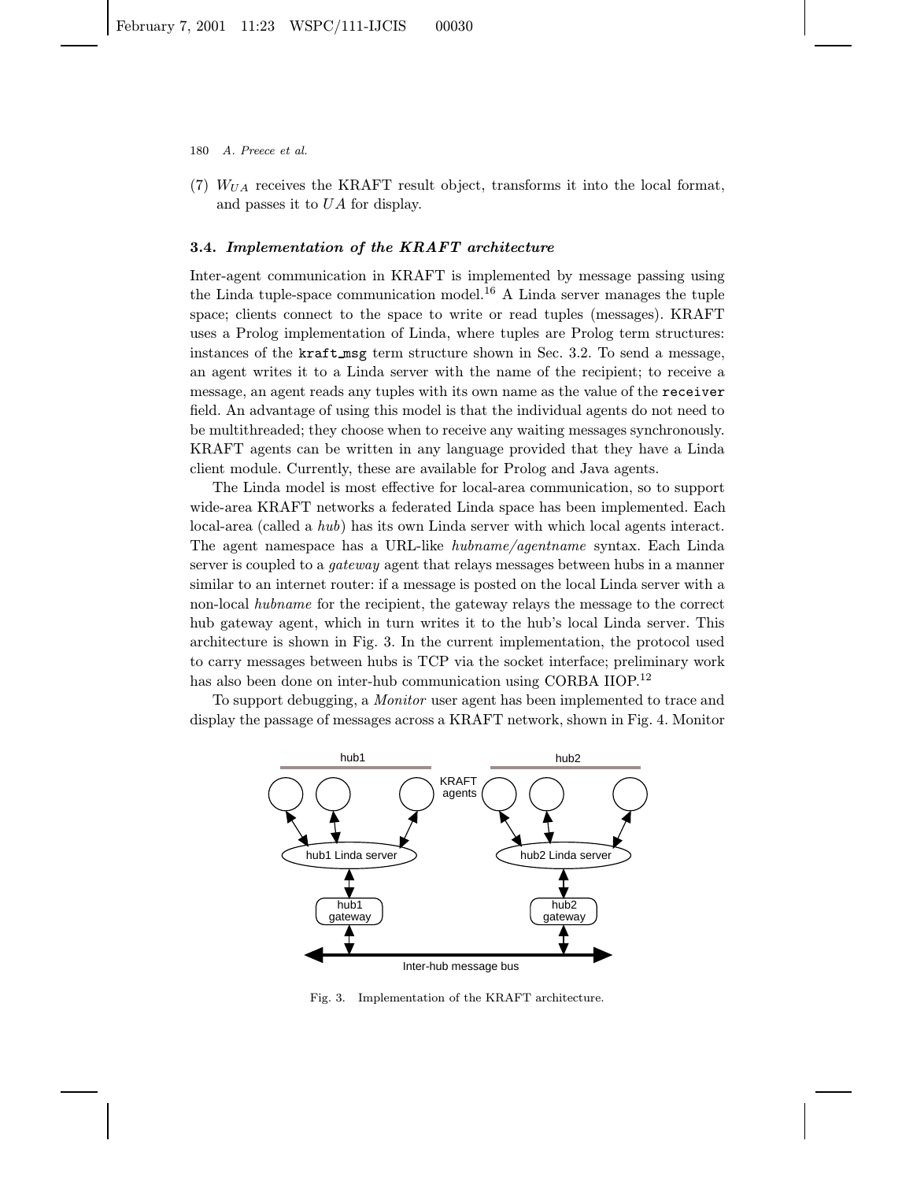(7) $W_{UA}$ receives the KRAFT result object, transforms it into the local format, and passes it to $UA$ for display.

### 3.4. *Implementation of the KRAFT architecture*

Inter-agent communication in KRAFT is implemented by message passing using the Linda tuple-space communication model.[16] A Linda server manages the tuple space; clients connect to the space to write or read tuples (messages). KRAFT uses a Prolog implementation of Linda, where tuples are Prolog term structures: instances of the `kraft_msg` term structure shown in Sec. 3.2. To send a message, an agent writes it to a Linda server with the name of the recipient; to receive a message, an agent reads any tuples with its own name as the value of the `receiver` field. An advantage of using this model is that the individual agents do not need to be multithreaded; they choose when to receive any waiting messages synchronously. KRAFT agents can be written in any language provided that they have a Linda client module. Currently, these are available for Prolog and Java agents.

The Linda model is most effective for local-area communication, so to support wide-area KRAFT networks a federated Linda space has been implemented. Each local-area (called a *hub*) has its own Linda server with which local agents interact. The agent namespace has a URL-like *hubname/agentname* syntax. Each Linda server is coupled to a *gateway* agent that relays messages between hubs in a manner similar to an internet router: if a message is posted on the local Linda server with a non-local *hubname* for the recipient, the gateway relays the message to the correct hub gateway agent, which in turn writes it to the hub's local Linda server. This architecture is shown in Fig. 3. In the current implementation, the protocol used to carry messages between hubs is TCP via the socket interface; preliminary work has also been done on inter-hub communication using CORBA IIOP.[12]

To support debugging, a *Monitor* user agent has been implemented to trace and display the passage of messages across a KRAFT network, shown in Fig. 4. Monitor

Fig. 3. Implementation of the KRAFT architecture.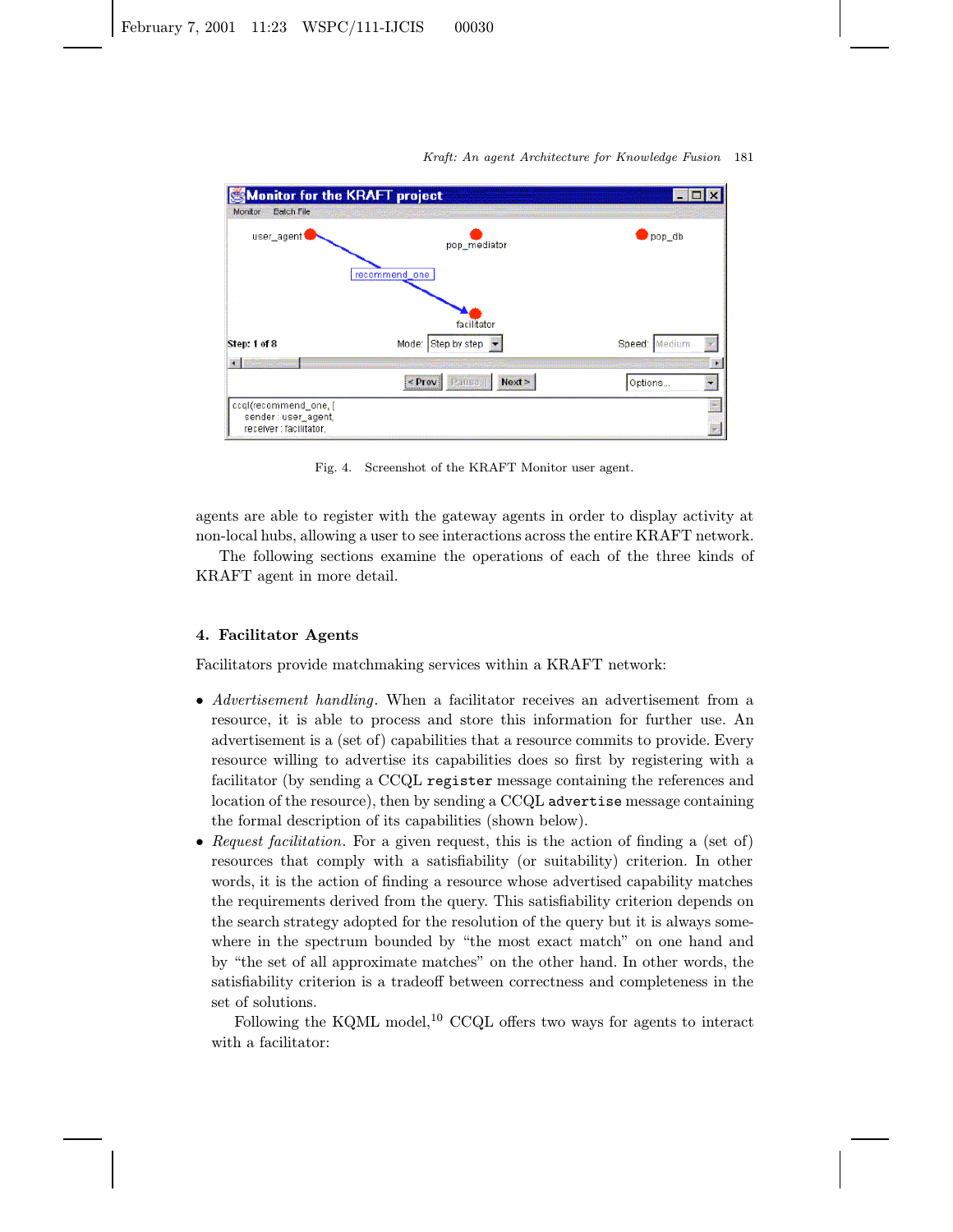Fig. 4. Screenshot of the KRAFT Monitor user agent.

agents are able to register with the gateway agents in order to display activity at non-local hubs, allowing a user to see interactions across the entire KRAFT network.

The following sections examine the operations of each of the three kinds of KRAFT agent in more detail.

## 4. Facilitator Agents

Facilitators provide matchmaking services within a KRAFT network:

- *Advertisement handling*. When a facilitator receives an advertisement from a resource, it is able to process and store this information for further use. An advertisement is a (set of) capabilities that a resource commits to provide. Every resource willing to advertise its capabilities does so first by registering with a facilitator (by sending a CCQL `register` message containing the references and location of the resource), then by sending a CCQL `advertise` message containing the formal description of its capabilities (shown below).
- *Request facilitation*. For a given request, this is the action of finding a (set of) resources that comply with a satisfiability (or suitability) criterion. In other words, it is the action of finding a resource whose advertised capability matches the requirements derived from the query. This satisfiability criterion depends on the search strategy adopted for the resolution of the query but it is always somewhere in the spectrum bounded by "the most exact match" on one hand and by "the set of all approximate matches" on the other hand. In other words, the satisfiability criterion is a tradeoff between correctness and completeness in the set of solutions.

  Following the KQML model,[10] CCQL offers two ways for agents to interact with a facilitator: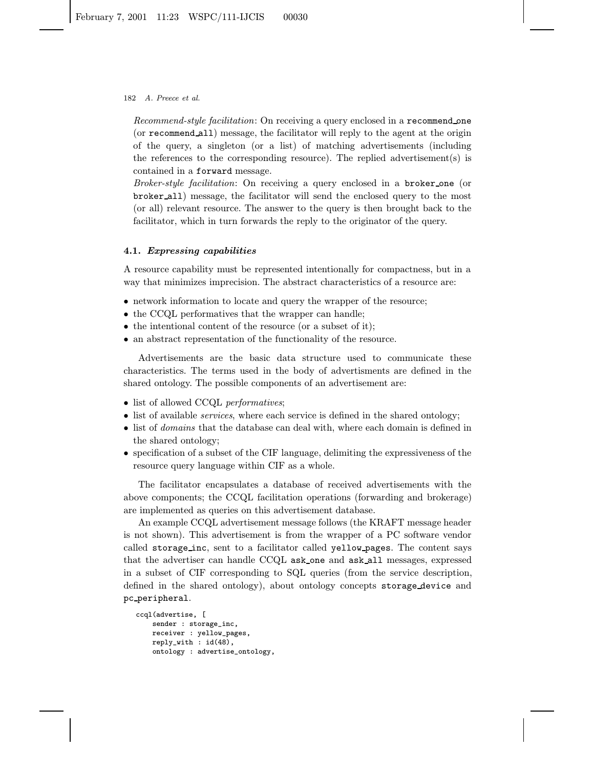*Recommend-style facilitation*: On receiving a query enclosed in a recommend_one (or recommend_all) message, the facilitator will reply to the agent at the origin of the query, a singleton (or a list) of matching advertisements (including the references to the corresponding resource). The replied advertisement(s) is contained in a forward message.

*Broker-style facilitation*: On receiving a query enclosed in a broker_one (or broker_all) message, the facilitator will send the enclosed query to the most (or all) relevant resource. The answer to the query is then brought back to the facilitator, which in turn forwards the reply to the originator of the query.

### 4.1. *Expressing capabilities*

A resource capability must be represented intentionally for compactness, but in a way that minimizes imprecision. The abstract characteristics of a resource are:

- network information to locate and query the wrapper of the resource;
- the CCQL performatives that the wrapper can handle;
- the intentional content of the resource (or a subset of it);
- an abstract representation of the functionality of the resource.

Advertisements are the basic data structure used to communicate these characteristics. The terms used in the body of advertisments are defined in the shared ontology. The possible components of an advertisement are:

- list of allowed CCQL *performatives*;
- list of available *services*, where each service is defined in the shared ontology;
- list of *domains* that the database can deal with, where each domain is defined in the shared ontology;
- specification of a subset of the CIF language, delimiting the expressiveness of the resource query language within CIF as a whole.

The facilitator encapsulates a database of received advertisements with the above components; the CCQL facilitation operations (forwarding and brokerage) are implemented as queries on this advertisement database.

An example CCQL advertisement message follows (the KRAFT message header is not shown). This advertisement is from the wrapper of a PC software vendor called storage_inc, sent to a facilitator called yellow_pages. The content says that the advertiser can handle CCQL ask_one and ask_all messages, expressed in a subset of CIF corresponding to SQL queries (from the service description, defined in the shared ontology), about ontology concepts storage_device and pc_peripheral.

```
ccql(advertise, [
    sender : storage_inc,
    receiver : yellow_pages,
    reply_with : id(48),
    ontology : advertise_ontology,
```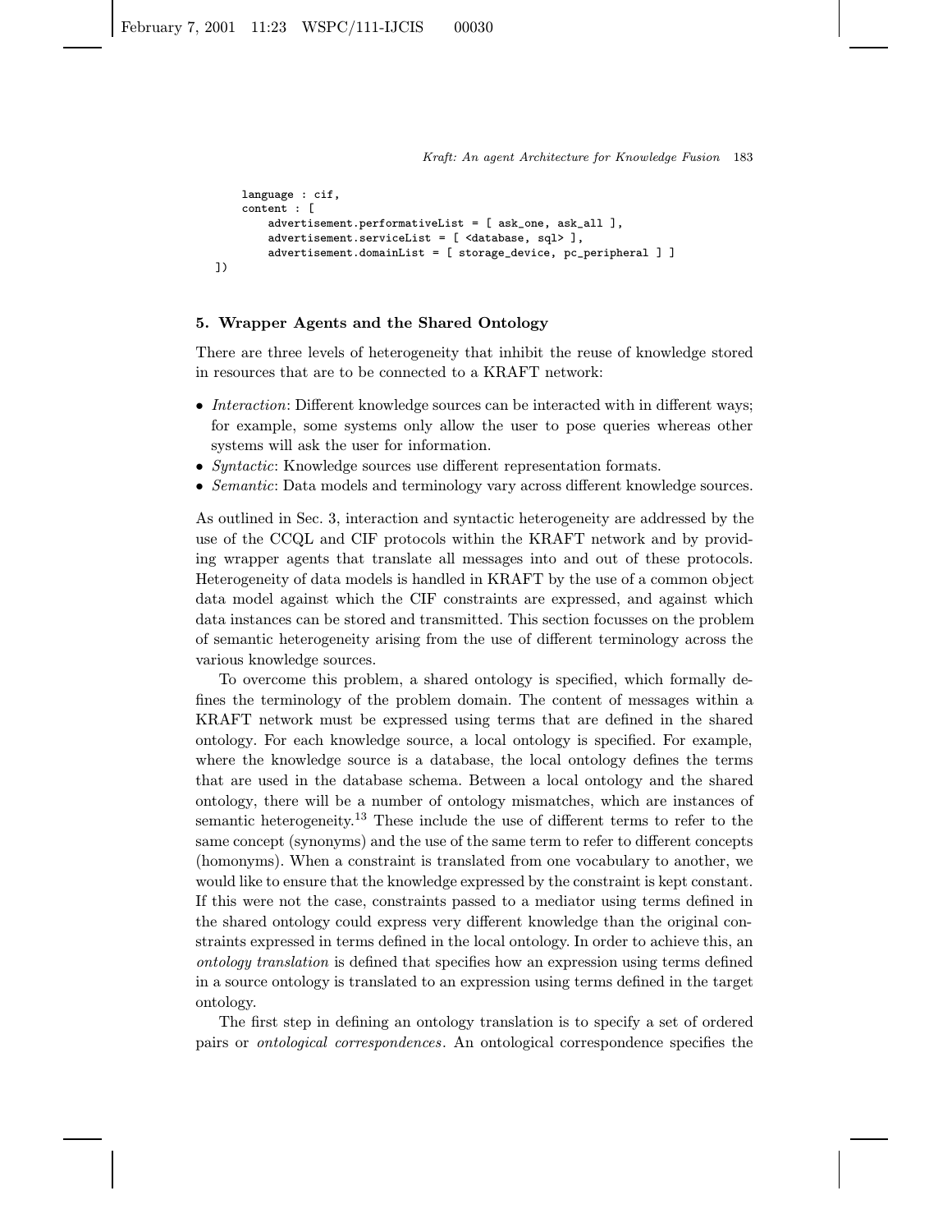```
    language : cif,
    content : [
        advertisement.performativeList = [ ask_one, ask_all ],
        advertisement.serviceList = [ <database, sql> ],
        advertisement.domainList = [ storage_device, pc_peripheral ] ]
])
```

## 5. Wrapper Agents and the Shared Ontology

There are three levels of heterogeneity that inhibit the reuse of knowledge stored in resources that are to be connected to a KRAFT network:

- *Interaction*: Different knowledge sources can be interacted with in different ways; for example, some systems only allow the user to pose queries whereas other systems will ask the user for information.
- *Syntactic*: Knowledge sources use different representation formats.
- *Semantic*: Data models and terminology vary across different knowledge sources.

As outlined in Sec. 3, interaction and syntactic heterogeneity are addressed by the use of the CCQL and CIF protocols within the KRAFT network and by providing wrapper agents that translate all messages into and out of these protocols. Heterogeneity of data models is handled in KRAFT by the use of a common object data model against which the CIF constraints are expressed, and against which data instances can be stored and transmitted. This section focusses on the problem of semantic heterogeneity arising from the use of different terminology across the various knowledge sources.

To overcome this problem, a shared ontology is specified, which formally defines the terminology of the problem domain. The content of messages within a KRAFT network must be expressed using terms that are defined in the shared ontology. For each knowledge source, a local ontology is specified. For example, where the knowledge source is a database, the local ontology defines the terms that are used in the database schema. Between a local ontology and the shared ontology, there will be a number of ontology mismatches, which are instances of semantic heterogeneity.[13] These include the use of different terms to refer to the same concept (synonyms) and the use of the same term to refer to different concepts (homonyms). When a constraint is translated from one vocabulary to another, we would like to ensure that the knowledge expressed by the constraint is kept constant. If this were not the case, constraints passed to a mediator using terms defined in the shared ontology could express very different knowledge than the original constraints expressed in terms defined in the local ontology. In order to achieve this, an *ontology translation* is defined that specifies how an expression using terms defined in a source ontology is translated to an expression using terms defined in the target ontology.

The first step in defining an ontology translation is to specify a set of ordered pairs or *ontological correspondences*. An ontological correspondence specifies the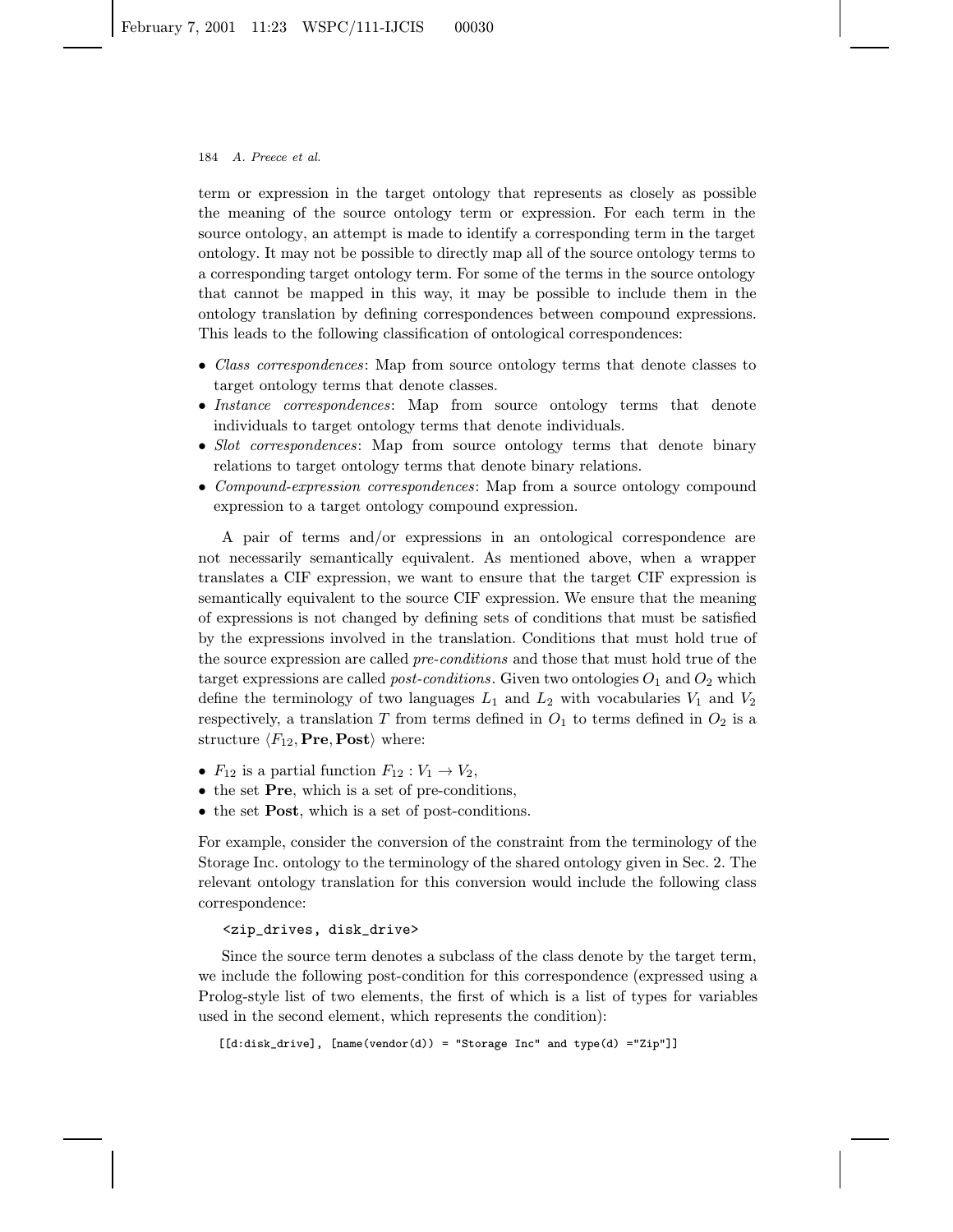term or expression in the target ontology that represents as closely as possible the meaning of the source ontology term or expression. For each term in the source ontology, an attempt is made to identify a corresponding term in the target ontology. It may not be possible to directly map all of the source ontology terms to a corresponding target ontology term. For some of the terms in the source ontology that cannot be mapped in this way, it may be possible to include them in the ontology translation by defining correspondences between compound expressions. This leads to the following classification of ontological correspondences:

- *Class correspondences*: Map from source ontology terms that denote classes to target ontology terms that denote classes.
- *Instance correspondences*: Map from source ontology terms that denote individuals to target ontology terms that denote individuals.
- *Slot correspondences*: Map from source ontology terms that denote binary relations to target ontology terms that denote binary relations.
- *Compound-expression correspondences*: Map from a source ontology compound expression to a target ontology compound expression.

A pair of terms and/or expressions in an ontological correspondence are not necessarily semantically equivalent. As mentioned above, when a wrapper translates a CIF expression, we want to ensure that the target CIF expression is semantically equivalent to the source CIF expression. We ensure that the meaning of expressions is not changed by defining sets of conditions that must be satisfied by the expressions involved in the translation. Conditions that must hold true of the source expression are called *pre-conditions* and those that must hold true of the target expressions are called *post-conditions*. Given two ontologies $O_1$ and $O_2$ which define the terminology of two languages $L_1$ and $L_2$ with vocabularies $V_1$ and $V_2$ respectively, a translation $T$ from terms defined in $O_1$ to terms defined in $O_2$ is a structure $\langle F_{12}, \mathbf{Pre}, \mathbf{Post} \rangle$ where:

- $F_{12}$ is a partial function $F_{12} : V_1 \rightarrow V_2$,
- the set **Pre**, which is a set of pre-conditions,
- the set **Post**, which is a set of post-conditions.

For example, consider the conversion of the constraint from the terminology of the Storage Inc. ontology to the terminology of the shared ontology given in Sec. 2. The relevant ontology translation for this conversion would include the following class correspondence:

```
<zip_drives, disk_drive>
```

Since the source term denotes a subclass of the class denote by the target term, we include the following post-condition for this correspondence (expressed using a Prolog-style list of two elements, the first of which is a list of types for variables used in the second element, which represents the condition):

```
[[d:disk_drive], [name(vendor(d)) = "Storage Inc" and type(d) ="Zip"]]
```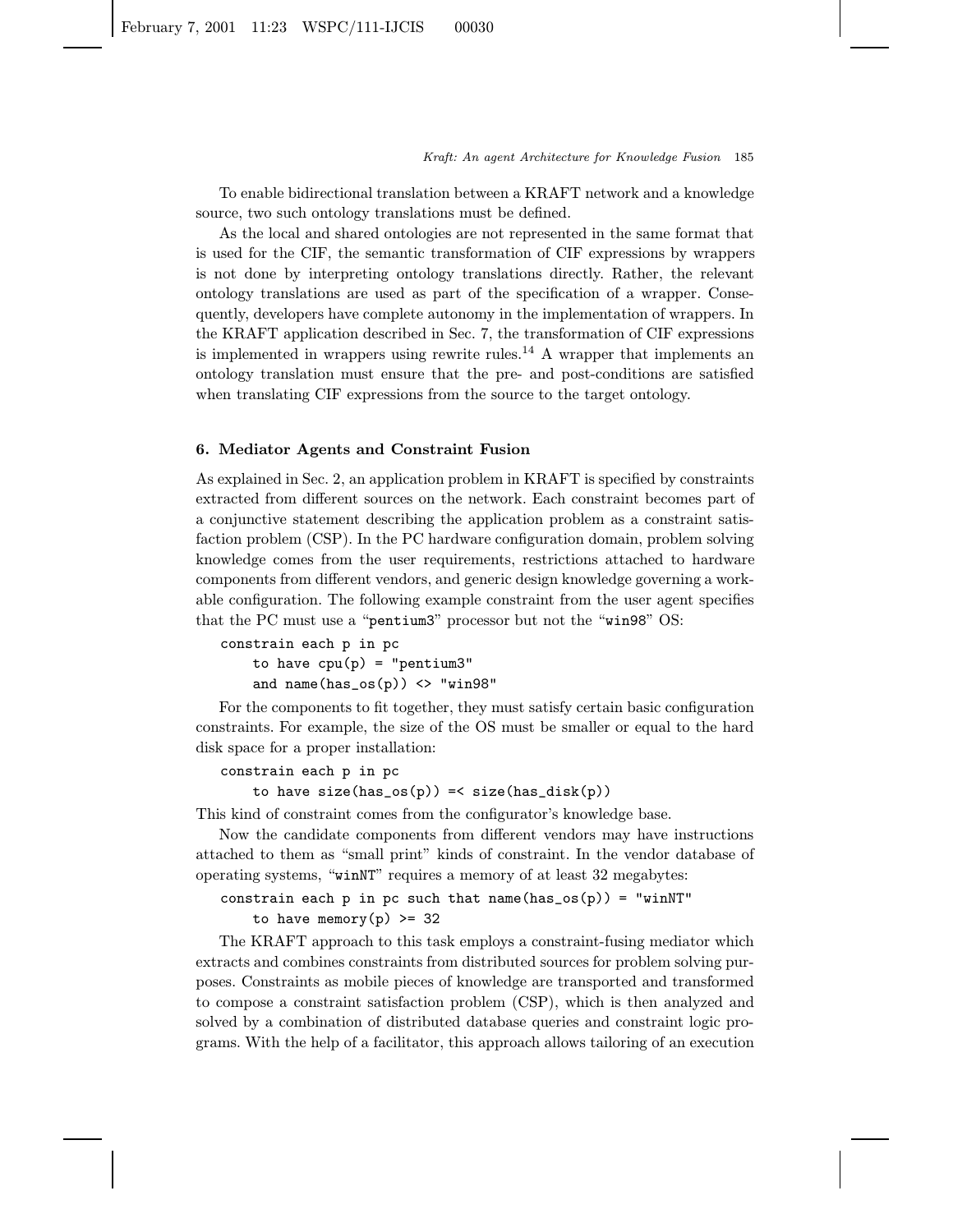To enable bidirectional translation between a KRAFT network and a knowledge source, two such ontology translations must be defined.

As the local and shared ontologies are not represented in the same format that is used for the CIF, the semantic transformation of CIF expressions by wrappers is not done by interpreting ontology translations directly. Rather, the relevant ontology translations are used as part of the specification of a wrapper. Consequently, developers have complete autonomy in the implementation of wrappers. In the KRAFT application described in Sec. 7, the transformation of CIF expressions is implemented in wrappers using rewrite rules.[14] A wrapper that implements an ontology translation must ensure that the pre- and post-conditions are satisfied when translating CIF expressions from the source to the target ontology.

## 6. Mediator Agents and Constraint Fusion

As explained in Sec. 2, an application problem in KRAFT is specified by constraints extracted from different sources on the network. Each constraint becomes part of a conjunctive statement describing the application problem as a constraint satisfaction problem (CSP). In the PC hardware configuration domain, problem solving knowledge comes from the user requirements, restrictions attached to hardware components from different vendors, and generic design knowledge governing a workable configuration. The following example constraint from the user agent specifies that the PC must use a "`pentium3`" processor but not the "`win98`" OS:

```
constrain each p in pc
    to have cpu(p) = "pentium3"
    and name(has_os(p)) <> "win98"
```

For the components to fit together, they must satisfy certain basic configuration constraints. For example, the size of the OS must be smaller or equal to the hard disk space for a proper installation:

```
constrain each p in pc
    to have size(has_os(p)) =< size(has_disk(p))
```

This kind of constraint comes from the configurator's knowledge base.

Now the candidate components from different vendors may have instructions attached to them as "small print" kinds of constraint. In the vendor database of operating systems, "`winNT`" requires a memory of at least 32 megabytes:

```
constrain each p in pc such that name(has_os(p)) = "winNT"
    to have memory(p) >= 32
```

The KRAFT approach to this task employs a constraint-fusing mediator which extracts and combines constraints from distributed sources for problem solving purposes. Constraints as mobile pieces of knowledge are transported and transformed to compose a constraint satisfaction problem (CSP), which is then analyzed and solved by a combination of distributed database queries and constraint logic programs. With the help of a facilitator, this approach allows tailoring of an execution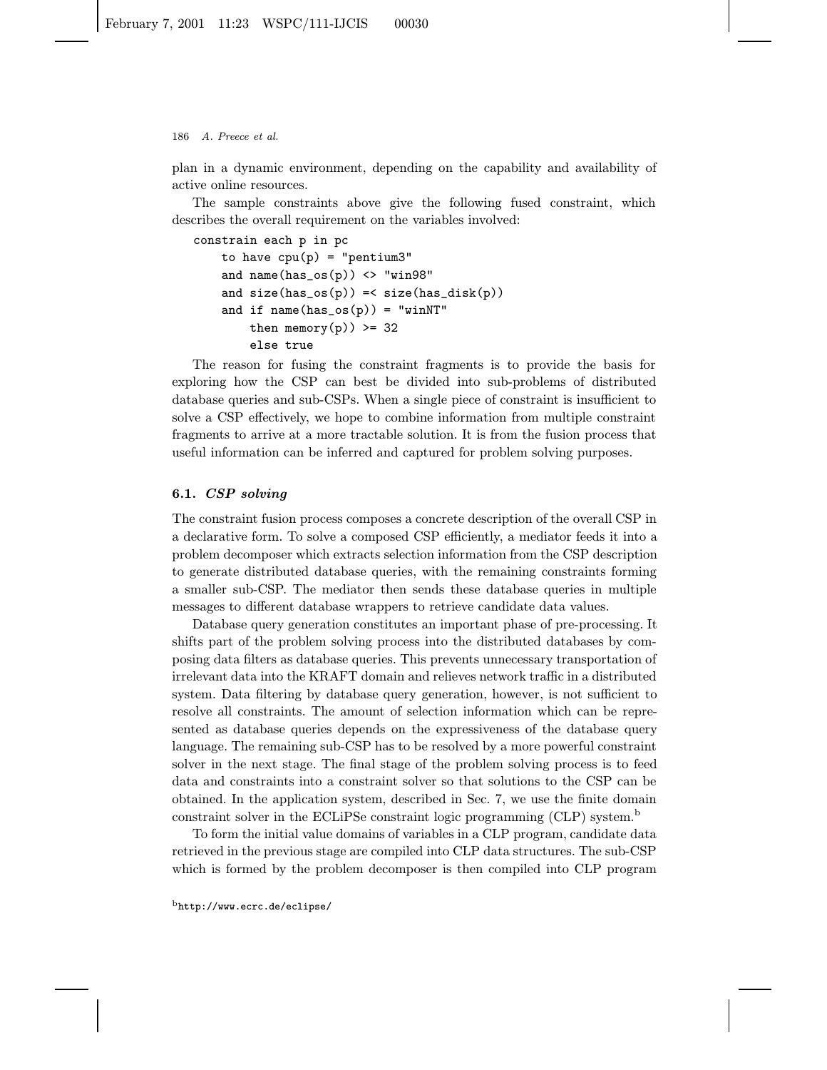plan in a dynamic environment, depending on the capability and availability of active online resources.

The sample constraints above give the following fused constraint, which describes the overall requirement on the variables involved:

```
constrain each p in pc
    to have cpu(p) = "pentium3"
    and name(has_os(p)) <> "win98"
    and size(has_os(p)) =< size(has_disk(p))
    and if name(has_os(p)) = "winNT"
        then memory(p)) >= 32
        else true
```

The reason for fusing the constraint fragments is to provide the basis for exploring how the CSP can best be divided into sub-problems of distributed database queries and sub-CSPs. When a single piece of constraint is insufficient to solve a CSP effectively, we hope to combine information from multiple constraint fragments to arrive at a more tractable solution. It is from the fusion process that useful information can be inferred and captured for problem solving purposes.

### 6.1. *CSP solving*

The constraint fusion process composes a concrete description of the overall CSP in a declarative form. To solve a composed CSP efficiently, a mediator feeds it into a problem decomposer which extracts selection information from the CSP description to generate distributed database queries, with the remaining constraints forming a smaller sub-CSP. The mediator then sends these database queries in multiple messages to different database wrappers to retrieve candidate data values.

Database query generation constitutes an important phase of pre-processing. It shifts part of the problem solving process into the distributed databases by composing data filters as database queries. This prevents unnecessary transportation of irrelevant data into the KRAFT domain and relieves network traffic in a distributed system. Data filtering by database query generation, however, is not sufficient to resolve all constraints. The amount of selection information which can be represented as database queries depends on the expressiveness of the database query language. The remaining sub-CSP has to be resolved by a more powerful constraint solver in the next stage. The final stage of the problem solving process is to feed data and constraints into a constraint solver so that solutions to the CSP can be obtained. In the application system, described in Sec. 7, we use the finite domain constraint solver in the ECLiPSe constraint logic programming (CLP) system.[b]

To form the initial value domains of variables in a CLP program, candidate data retrieved in the previous stage are compiled into CLP data structures. The sub-CSP which is formed by the problem decomposer is then compiled into CLP program

[b] http://www.ecrc.de/eclipse/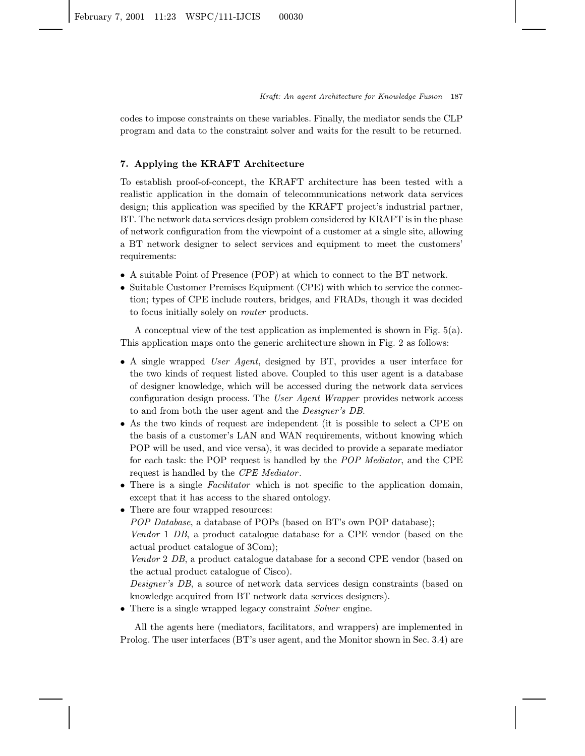codes to impose constraints on these variables. Finally, the mediator sends the CLP program and data to the constraint solver and waits for the result to be returned.

## 7. Applying the KRAFT Architecture

To establish proof-of-concept, the KRAFT architecture has been tested with a realistic application in the domain of telecommunications network data services design; this application was specified by the KRAFT project's industrial partner, BT. The network data services design problem considered by KRAFT is in the phase of network configuration from the viewpoint of a customer at a single site, allowing a BT network designer to select services and equipment to meet the customers' requirements:

- A suitable Point of Presence (POP) at which to connect to the BT network.
- Suitable Customer Premises Equipment (CPE) with which to service the connection; types of CPE include routers, bridges, and FRADs, though it was decided to focus initially solely on *router* products.

A conceptual view of the test application as implemented is shown in Fig. 5(a). This application maps onto the generic architecture shown in Fig. 2 as follows:

- A single wrapped *User Agent*, designed by BT, provides a user interface for the two kinds of request listed above. Coupled to this user agent is a database of designer knowledge, which will be accessed during the network data services configuration design process. The *User Agent Wrapper* provides network access to and from both the user agent and the *Designer's DB*.
- As the two kinds of request are independent (it is possible to select a CPE on the basis of a customer's LAN and WAN requirements, without knowing which POP will be used, and vice versa), it was decided to provide a separate mediator for each task: the POP request is handled by the *POP Mediator*, and the CPE request is handled by the *CPE Mediator*.
- There is a single *Facilitator* which is not specific to the application domain, except that it has access to the shared ontology.
- There are four wrapped resources:
  *POP Database*, a database of POPs (based on BT's own POP database);
  *Vendor* 1 *DB*, a product catalogue database for a CPE vendor (based on the actual product catalogue of 3Com);
  *Vendor* 2 *DB*, a product catalogue database for a second CPE vendor (based on the actual product catalogue of Cisco).
  *Designer's DB*, a source of network data services design constraints (based on knowledge acquired from BT network data services designers).
- There is a single wrapped legacy constraint *Solver* engine.

All the agents here (mediators, facilitators, and wrappers) are implemented in Prolog. The user interfaces (BT's user agent, and the Monitor shown in Sec. 3.4) are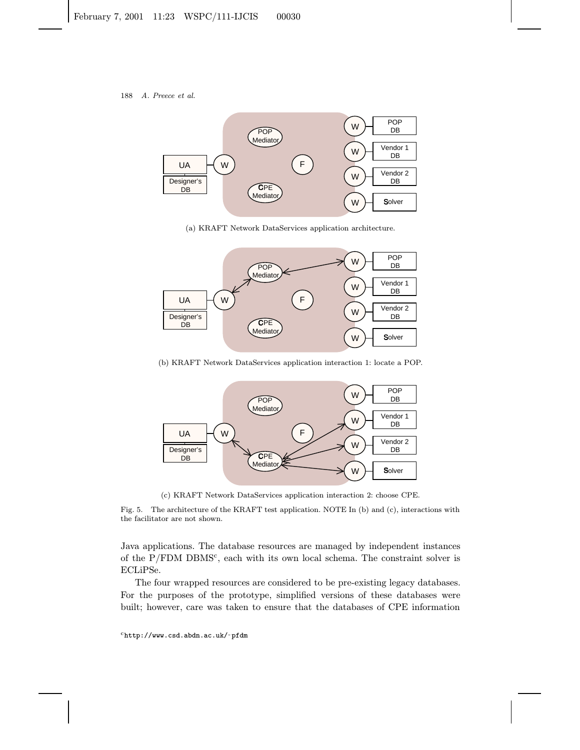(a) KRAFT Network DataServices application architecture.

(b) KRAFT Network DataServices application interaction 1: locate a POP.

(c) KRAFT Network DataServices application interaction 2: choose CPE.

Fig. 5. The architecture of the KRAFT test application. NOTE In (b) and (c), interactions with the facilitator are not shown.

Java applications. The database resources are managed by independent instances of the P/FDM DBMS[c], each with its own local schema. The constraint solver is ECLiPSe.

The four wrapped resources are considered to be pre-existing legacy databases. For the purposes of the prototype, simplified versions of these databases were built; however, care was taken to ensure that the databases of CPE information

[c] http://www.csd.abdn.ac.uk/~pfdm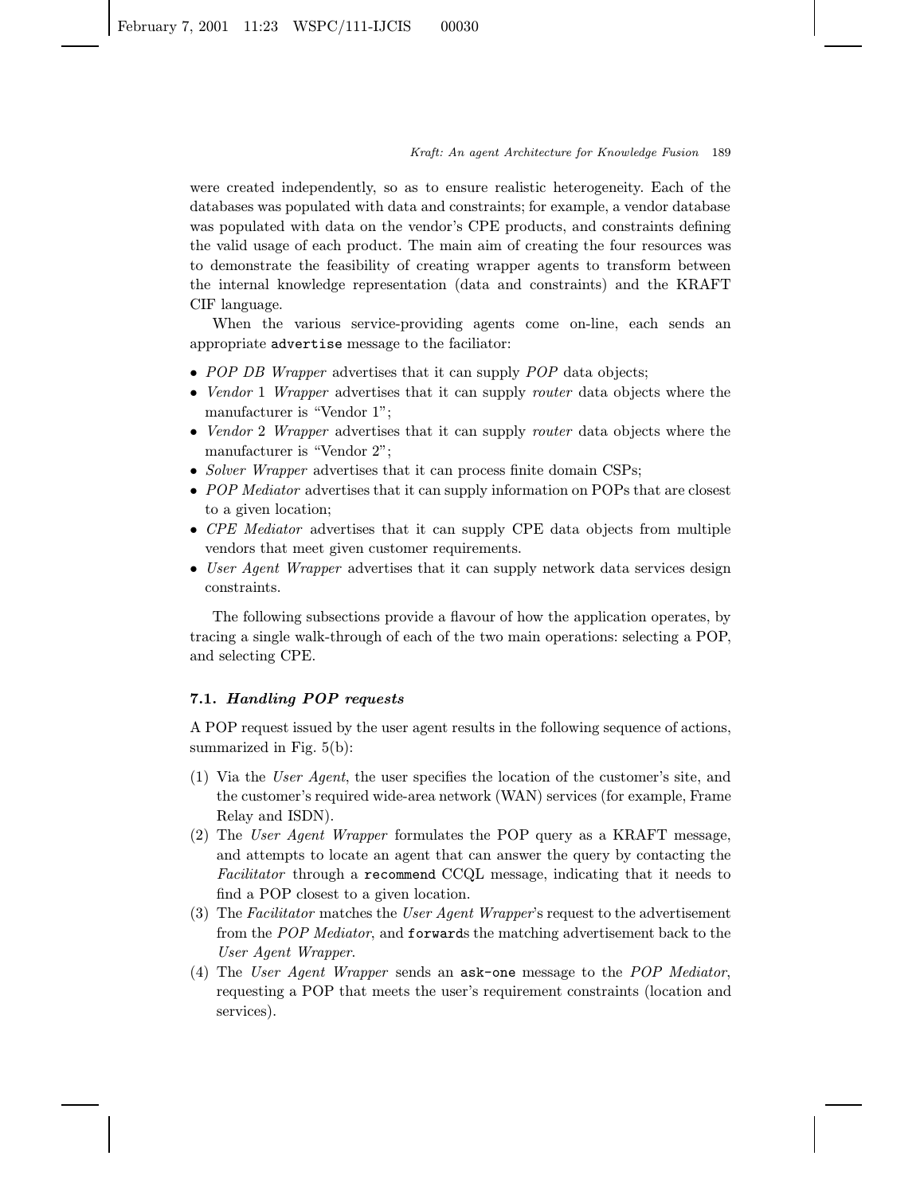were created independently, so as to ensure realistic heterogeneity. Each of the databases was populated with data and constraints; for example, a vendor database was populated with data on the vendor's CPE products, and constraints defining the valid usage of each product. The main aim of creating the four resources was to demonstrate the feasibility of creating wrapper agents to transform between the internal knowledge representation (data and constraints) and the KRAFT CIF language.

When the various service-providing agents come on-line, each sends an appropriate `advertise` message to the faciliator:

- *POP DB Wrapper* advertises that it can supply *POP* data objects;
- *Vendor* 1 *Wrapper* advertises that it can supply *router* data objects where the manufacturer is "Vendor 1";
- *Vendor* 2 *Wrapper* advertises that it can supply *router* data objects where the manufacturer is "Vendor 2";
- *Solver Wrapper* advertises that it can process finite domain CSPs;
- *POP Mediator* advertises that it can supply information on POPs that are closest to a given location;
- *CPE Mediator* advertises that it can supply CPE data objects from multiple vendors that meet given customer requirements.
- *User Agent Wrapper* advertises that it can supply network data services design constraints.

The following subsections provide a flavour of how the application operates, by tracing a single walk-through of each of the two main operations: selecting a POP, and selecting CPE.

### 7.1. *Handling POP requests*

A POP request issued by the user agent results in the following sequence of actions, summarized in Fig. 5(b):

(1) Via the *User Agent*, the user specifies the location of the customer's site, and the customer's required wide-area network (WAN) services (for example, Frame Relay and ISDN).

(2) The *User Agent Wrapper* formulates the POP query as a KRAFT message, and attempts to locate an agent that can answer the query by contacting the *Facilitator* through a `recommend` CCQL message, indicating that it needs to find a POP closest to a given location.

(3) The *Facilitator* matches the *User Agent Wrapper*'s request to the advertisement from the *POP Mediator*, and `forward`s the matching advertisement back to the *User Agent Wrapper*.

(4) The *User Agent Wrapper* sends an `ask-one` message to the *POP Mediator*, requesting a POP that meets the user's requirement constraints (location and services).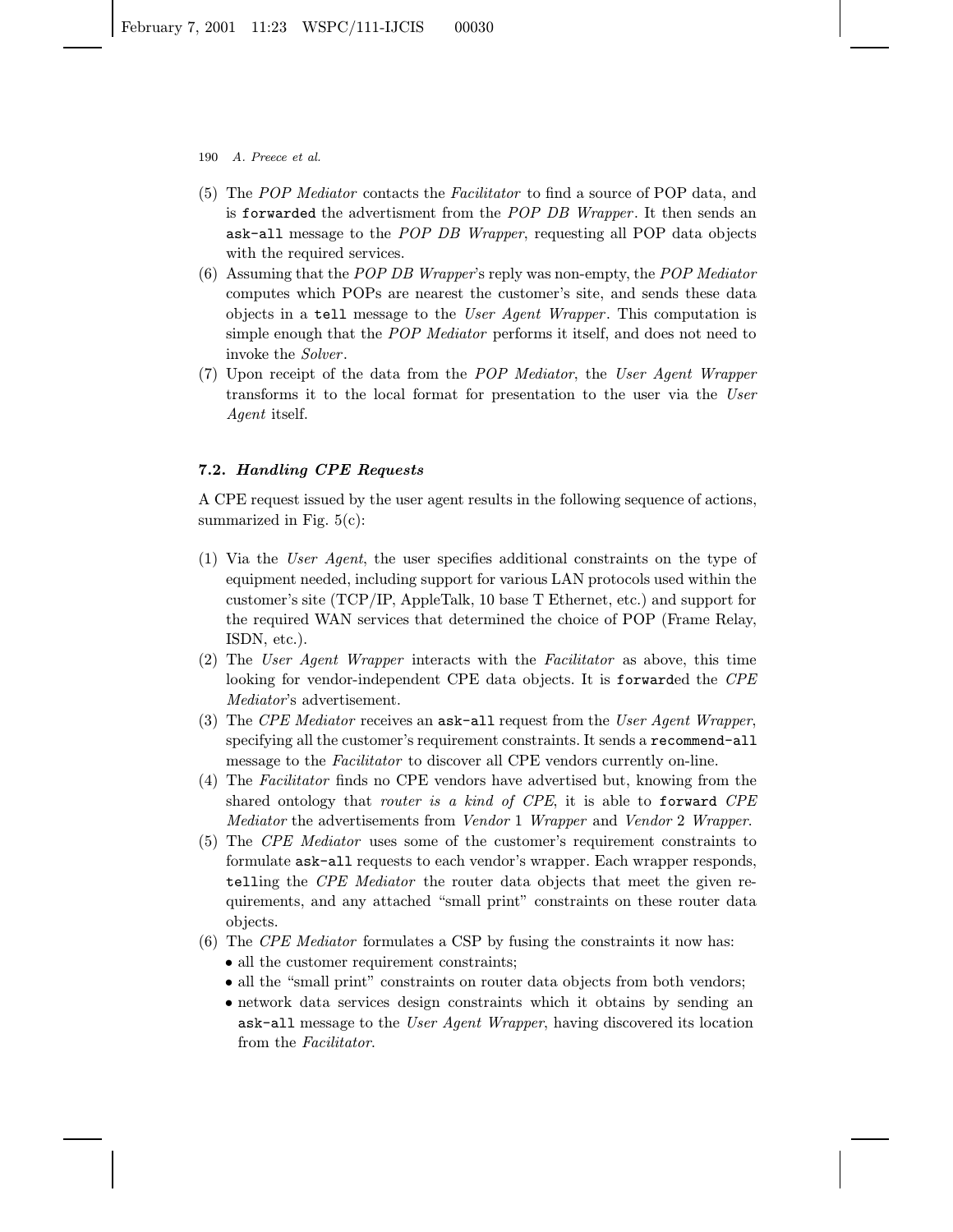(5) The *POP Mediator* contacts the *Facilitator* to find a source of POP data, and is `forwarded` the advertisment from the *POP DB Wrapper*. It then sends an `ask-all` message to the *POP DB Wrapper*, requesting all POP data objects with the required services.
(6) Assuming that the *POP DB Wrapper*'s reply was non-empty, the *POP Mediator* computes which POPs are nearest the customer's site, and sends these data objects in a `tell` message to the *User Agent Wrapper*. This computation is simple enough that the *POP Mediator* performs it itself, and does not need to invoke the *Solver*.
(7) Upon receipt of the data from the *POP Mediator*, the *User Agent Wrapper* transforms it to the local format for presentation to the user via the *User Agent* itself.

### 7.2. *Handling CPE Requests*

A CPE request issued by the user agent results in the following sequence of actions, summarized in Fig. 5(c):

(1) Via the *User Agent*, the user specifies additional constraints on the type of equipment needed, including support for various LAN protocols used within the customer's site (TCP/IP, AppleTalk, 10 base T Ethernet, etc.) and support for the required WAN services that determined the choice of POP (Frame Relay, ISDN, etc.).
(2) The *User Agent Wrapper* interacts with the *Facilitator* as above, this time looking for vendor-independent CPE data objects. It is `forward`ed the *CPE Mediator*'s advertisement.
(3) The *CPE Mediator* receives an `ask-all` request from the *User Agent Wrapper*, specifying all the customer's requirement constraints. It sends a `recommend-all` message to the *Facilitator* to discover all CPE vendors currently on-line.
(4) The *Facilitator* finds no CPE vendors have advertised but, knowing from the shared ontology that *router is a kind of CPE*, it is able to `forward` *CPE Mediator* the advertisements from *Vendor* 1 *Wrapper* and *Vendor* 2 *Wrapper*.
(5) The *CPE Mediator* uses some of the customer's requirement constraints to formulate `ask-all` requests to each vendor's wrapper. Each wrapper responds, `tell`ing the *CPE Mediator* the router data objects that meet the given requirements, and any attached "small print" constraints on these router data objects.
(6) The *CPE Mediator* formulates a CSP by fusing the constraints it now has:
   - all the customer requirement constraints;
   - all the "small print" constraints on router data objects from both vendors;
   - network data services design constraints which it obtains by sending an `ask-all` message to the *User Agent Wrapper*, having discovered its location from the *Facilitator*.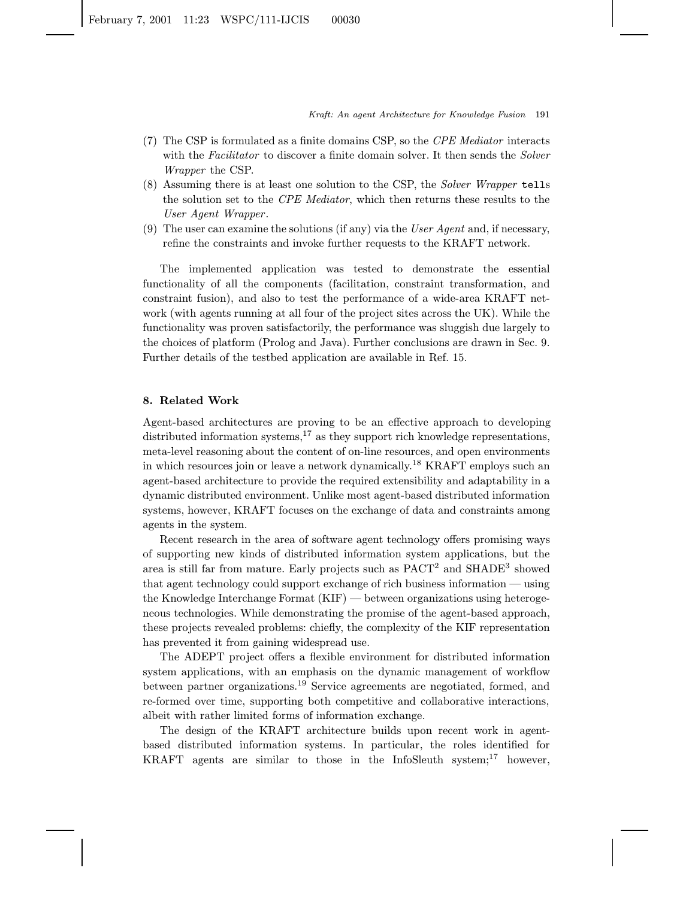(7) The CSP is formulated as a finite domains CSP, so the *CPE Mediator* interacts with the *Facilitator* to discover a finite domain solver. It then sends the *Solver Wrapper* the CSP.
(8) Assuming there is at least one solution to the CSP, the *Solver Wrapper* `tell`s the solution set to the *CPE Mediator*, which then returns these results to the *User Agent Wrapper*.
(9) The user can examine the solutions (if any) via the *User Agent* and, if necessary, refine the constraints and invoke further requests to the KRAFT network.

The implemented application was tested to demonstrate the essential functionality of all the components (facilitation, constraint transformation, and constraint fusion), and also to test the performance of a wide-area KRAFT network (with agents running at all four of the project sites across the UK). While the functionality was proven satisfactorily, the performance was sluggish due largely to the choices of platform (Prolog and Java). Further conclusions are drawn in Sec. 9. Further details of the testbed application are available in Ref. 15.

## 8. Related Work

Agent-based architectures are proving to be an effective approach to developing distributed information systems,[17] as they support rich knowledge representations, meta-level reasoning about the content of on-line resources, and open environments in which resources join or leave a network dynamically.[18] KRAFT employs such an agent-based architecture to provide the required extensibility and adaptability in a dynamic distributed environment. Unlike most agent-based distributed information systems, however, KRAFT focuses on the exchange of data and constraints among agents in the system.

Recent research in the area of software agent technology offers promising ways of supporting new kinds of distributed information system applications, but the area is still far from mature. Early projects such as PACT[2] and SHADE[3] showed that agent technology could support exchange of rich business information — using the Knowledge Interchange Format (KIF) — between organizations using heterogeneous technologies. While demonstrating the promise of the agent-based approach, these projects revealed problems: chiefly, the complexity of the KIF representation has prevented it from gaining widespread use.

The ADEPT project offers a flexible environment for distributed information system applications, with an emphasis on the dynamic management of workflow between partner organizations.[19] Service agreements are negotiated, formed, and re-formed over time, supporting both competitive and collaborative interactions, albeit with rather limited forms of information exchange.

The design of the KRAFT architecture builds upon recent work in agent-based distributed information systems. In particular, the roles identified for KRAFT agents are similar to those in the InfoSleuth system;[17] however,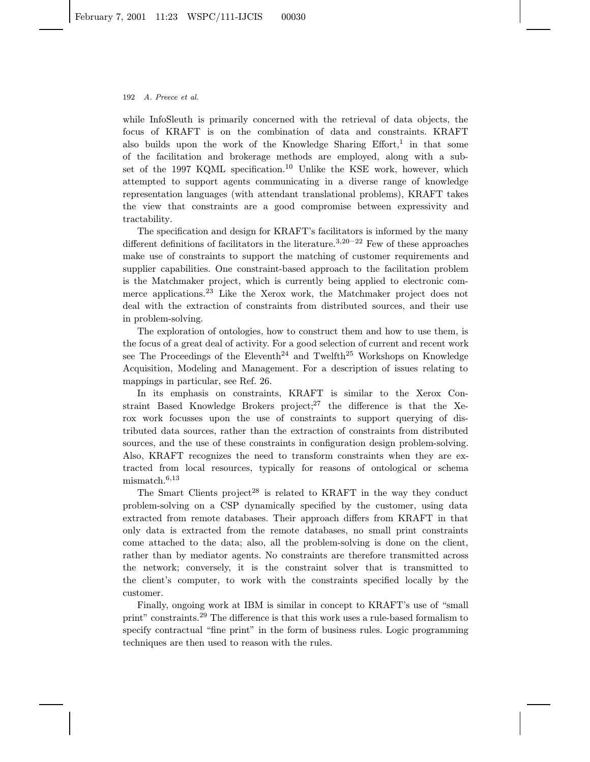while InfoSleuth is primarily concerned with the retrieval of data objects, the focus of KRAFT is on the combination of data and constraints. KRAFT also builds upon the work of the Knowledge Sharing Effort,[1] in that some of the facilitation and brokerage methods are employed, along with a subset of the 1997 KQML specification.[10] Unlike the KSE work, however, which attempted to support agents communicating in a diverse range of knowledge representation languages (with attendant translational problems), KRAFT takes the view that constraints are a good compromise between expressivity and tractability.

The specification and design for KRAFT's facilitators is informed by the many different definitions of facilitators in the literature.[3,20–22] Few of these approaches make use of constraints to support the matching of customer requirements and supplier capabilities. One constraint-based approach to the facilitation problem is the Matchmaker project, which is currently being applied to electronic commerce applications.[23] Like the Xerox work, the Matchmaker project does not deal with the extraction of constraints from distributed sources, and their use in problem-solving.

The exploration of ontologies, how to construct them and how to use them, is the focus of a great deal of activity. For a good selection of current and recent work see The Proceedings of the Eleventh[24] and Twelfth[25] Workshops on Knowledge Acquisition, Modeling and Management. For a description of issues relating to mappings in particular, see Ref. 26.

In its emphasis on constraints, KRAFT is similar to the Xerox Constraint Based Knowledge Brokers project;[27] the difference is that the Xerox work focusses upon the use of constraints to support querying of distributed data sources, rather than the extraction of constraints from distributed sources, and the use of these constraints in configuration design problem-solving. Also, KRAFT recognizes the need to transform constraints when they are extracted from local resources, typically for reasons of ontological or schema mismatch.[6,13]

The Smart Clients project[28] is related to KRAFT in the way they conduct problem-solving on a CSP dynamically specified by the customer, using data extracted from remote databases. Their approach differs from KRAFT in that only data is extracted from the remote databases, no small print constraints come attached to the data; also, all the problem-solving is done on the client, rather than by mediator agents. No constraints are therefore transmitted across the network; conversely, it is the constraint solver that is transmitted to the client's computer, to work with the constraints specified locally by the customer.

Finally, ongoing work at IBM is similar in concept to KRAFT's use of "small print" constraints.[29] The difference is that this work uses a rule-based formalism to specify contractual "fine print" in the form of business rules. Logic programming techniques are then used to reason with the rules.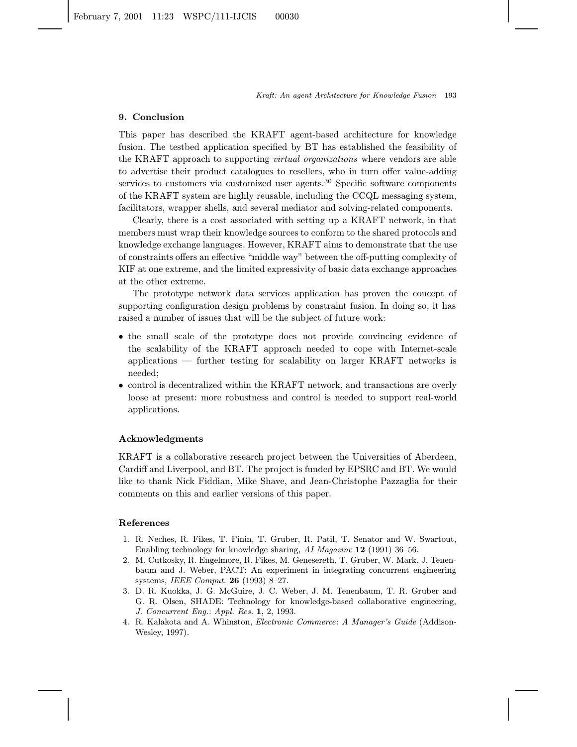## 9. Conclusion

This paper has described the KRAFT agent-based architecture for knowledge fusion. The testbed application specified by BT has established the feasibility of the KRAFT approach to supporting *virtual organizations* where vendors are able to advertise their product catalogues to resellers, who in turn offer value-adding services to customers via customized user agents.[30] Specific software components of the KRAFT system are highly reusable, including the CCQL messaging system, facilitators, wrapper shells, and several mediator and solving-related components.

Clearly, there is a cost associated with setting up a KRAFT network, in that members must wrap their knowledge sources to conform to the shared protocols and knowledge exchange languages. However, KRAFT aims to demonstrate that the use of constraints offers an effective "middle way" between the off-putting complexity of KIF at one extreme, and the limited expressivity of basic data exchange approaches at the other extreme.

The prototype network data services application has proven the concept of supporting configuration design problems by constraint fusion. In doing so, it has raised a number of issues that will be the subject of future work:

- the small scale of the prototype does not provide convincing evidence of the scalability of the KRAFT approach needed to cope with Internet-scale applications — further testing for scalability on larger KRAFT networks is needed;
- control is decentralized within the KRAFT network, and transactions are overly loose at present: more robustness and control is needed to support real-world applications.

## Acknowledgments

KRAFT is a collaborative research project between the Universities of Aberdeen, Cardiff and Liverpool, and BT. The project is funded by EPSRC and BT. We would like to thank Nick Fiddian, Mike Shave, and Jean-Christophe Pazzaglia for their comments on this and earlier versions of this paper.

## References

1. R. Neches, R. Fikes, T. Finin, T. Gruber, R. Patil, T. Senator and W. Swartout, Enabling technology for knowledge sharing, *AI Magazine* **12** (1991) 36–56.
2. M. Cutkosky, R. Engelmore, R. Fikes, M. Genesereth, T. Gruber, W. Mark, J. Tenenbaum and J. Weber, PACT: An experiment in integrating concurrent engineering systems, *IEEE Comput.* **26** (1993) 8–27.
3. D. R. Kuokka, J. G. McGuire, J. C. Weber, J. M. Tenenbaum, T. R. Gruber and G. R. Olsen, SHADE: Technology for knowledge-based collaborative engineering, *J. Concurrent Eng.: Appl. Res.* **1**, 2, 1993.
4. R. Kalakota and A. Whinston, *Electronic Commerce: A Manager's Guide* (Addison-Wesley, 1997).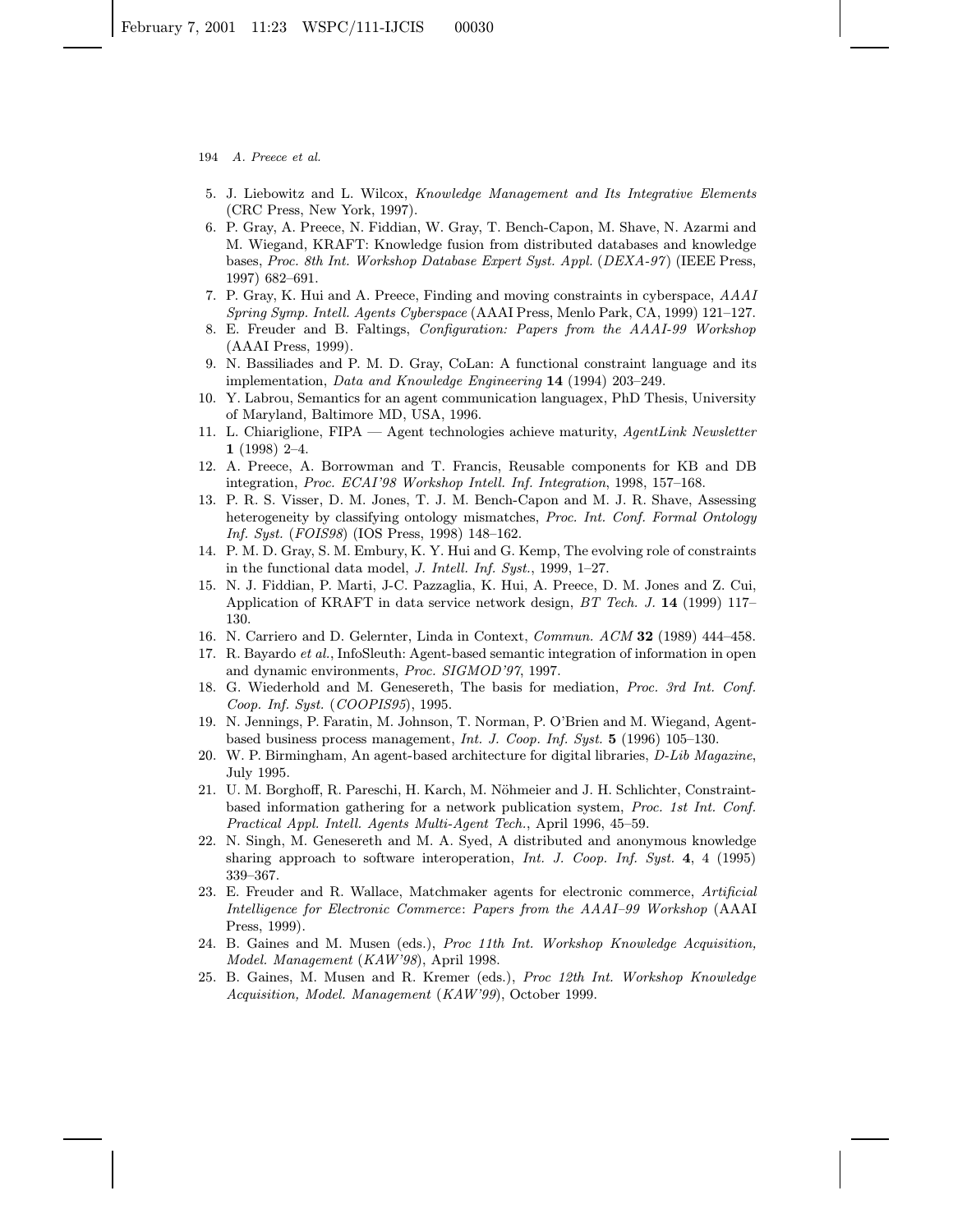5. J. Liebowitz and L. Wilcox, *Knowledge Management and Its Integrative Elements* (CRC Press, New York, 1997).
6. P. Gray, A. Preece, N. Fiddian, W. Gray, T. Bench-Capon, M. Shave, N. Azarmi and M. Wiegand, KRAFT: Knowledge fusion from distributed databases and knowledge bases, *Proc. 8th Int. Workshop Database Expert Syst. Appl.* (*DEXA-97*) (IEEE Press, 1997) 682–691.
7. P. Gray, K. Hui and A. Preece, Finding and moving constraints in cyberspace, *AAAI Spring Symp. Intell. Agents Cyberspace* (AAAI Press, Menlo Park, CA, 1999) 121–127.
8. E. Freuder and B. Faltings, *Configuration: Papers from the AAAI-99 Workshop* (AAAI Press, 1999).
9. N. Bassiliades and P. M. D. Gray, CoLan: A functional constraint language and its implementation, *Data and Knowledge Engineering* **14** (1994) 203–249.
10. Y. Labrou, Semantics for an agent communication languagex, PhD Thesis, University of Maryland, Baltimore MD, USA, 1996.
11. L. Chiariglione, FIPA — Agent technologies achieve maturity, *AgentLink Newsletter* **1** (1998) 2–4.
12. A. Preece, A. Borrowman and T. Francis, Reusable components for KB and DB integration, *Proc. ECAI'98 Workshop Intell. Inf. Integration*, 1998, 157–168.
13. P. R. S. Visser, D. M. Jones, T. J. M. Bench-Capon and M. J. R. Shave, Assessing heterogeneity by classifying ontology mismatches, *Proc. Int. Conf. Formal Ontology Inf. Syst.* (*FOIS98*) (IOS Press, 1998) 148–162.
14. P. M. D. Gray, S. M. Embury, K. Y. Hui and G. Kemp, The evolving role of constraints in the functional data model, *J. Intell. Inf. Syst.*, 1999, 1–27.
15. N. J. Fiddian, P. Marti, J-C. Pazzaglia, K. Hui, A. Preece, D. M. Jones and Z. Cui, Application of KRAFT in data service network design, *BT Tech. J.* **14** (1999) 117–130.
16. N. Carriero and D. Gelernter, Linda in Context, *Commun. ACM* **32** (1989) 444–458.
17. R. Bayardo *et al.*, InfoSleuth: Agent-based semantic integration of information in open and dynamic environments, *Proc. SIGMOD'97*, 1997.
18. G. Wiederhold and M. Genesereth, The basis for mediation, *Proc. 3rd Int. Conf. Coop. Inf. Syst.* (*COOPIS95*), 1995.
19. N. Jennings, P. Faratin, M. Johnson, T. Norman, P. O'Brien and M. Wiegand, Agent-based business process management, *Int. J. Coop. Inf. Syst.* **5** (1996) 105–130.
20. W. P. Birmingham, An agent-based architecture for digital libraries, *D-Lib Magazine*, July 1995.
21. U. M. Borghoff, R. Pareschi, H. Karch, M. Nöhmeier and J. H. Schlichter, Constraint-based information gathering for a network publication system, *Proc. 1st Int. Conf. Practical Appl. Intell. Agents Multi-Agent Tech.*, April 1996, 45–59.
22. N. Singh, M. Genesereth and M. A. Syed, A distributed and anonymous knowledge sharing approach to software interoperation, *Int. J. Coop. Inf. Syst.* **4**, 4 (1995) 339–367.
23. E. Freuder and R. Wallace, Matchmaker agents for electronic commerce, *Artificial Intelligence for Electronic Commerce*: *Papers from the AAAI–99 Workshop* (AAAI Press, 1999).
24. B. Gaines and M. Musen (eds.), *Proc 11th Int. Workshop Knowledge Acquisition, Model. Management* (*KAW'98*), April 1998.
25. B. Gaines, M. Musen and R. Kremer (eds.), *Proc 12th Int. Workshop Knowledge Acquisition, Model. Management* (*KAW'99*), October 1999.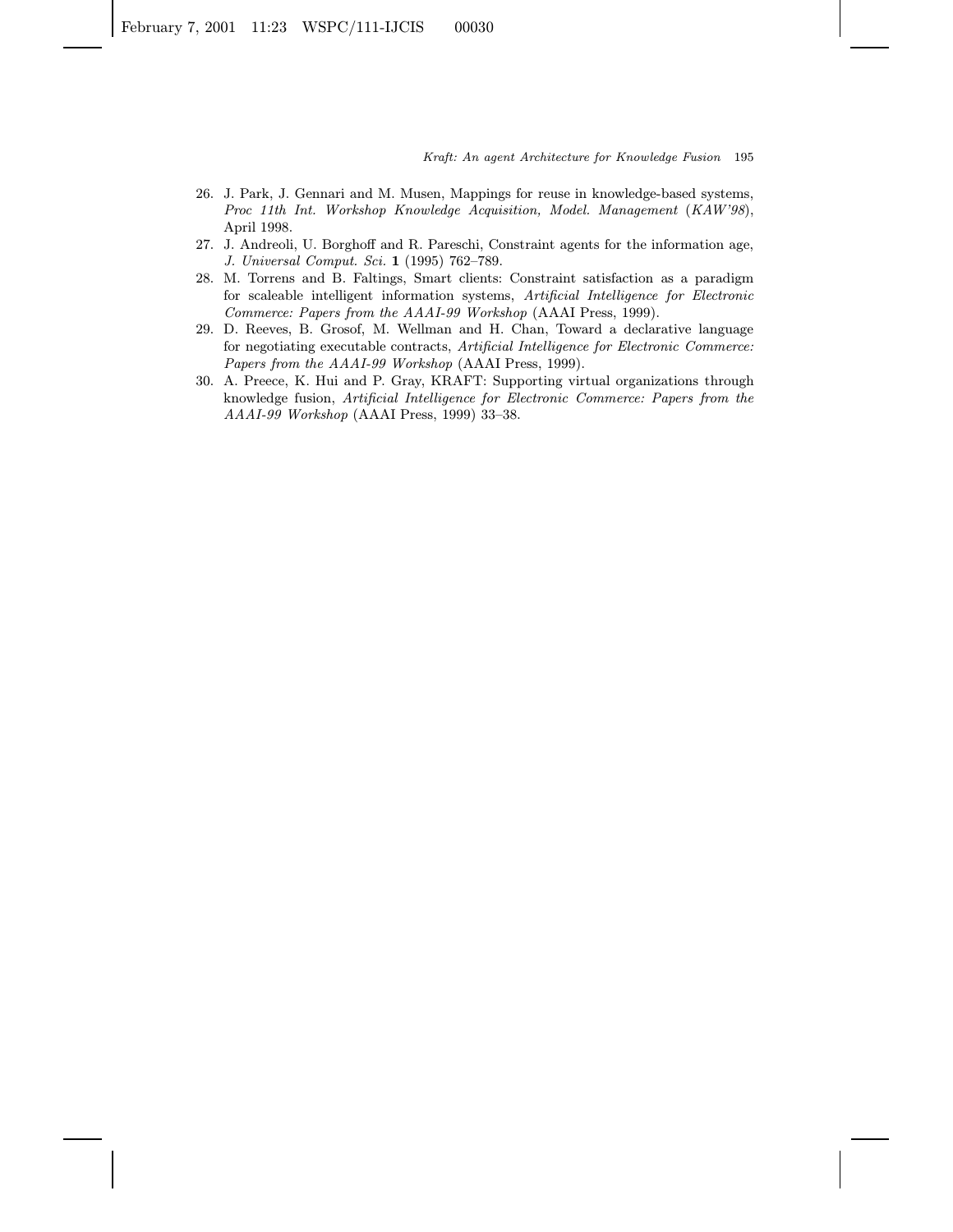26. J. Park, J. Gennari and M. Musen, Mappings for reuse in knowledge-based systems, *Proc 11th Int. Workshop Knowledge Acquisition, Model. Management* (*KAW'98*), April 1998.
27. J. Andreoli, U. Borghoff and R. Pareschi, Constraint agents for the information age, *J. Universal Comput. Sci.* **1** (1995) 762–789.
28. M. Torrens and B. Faltings, Smart clients: Constraint satisfaction as a paradigm for scaleable intelligent information systems, *Artificial Intelligence for Electronic Commerce: Papers from the AAAI-99 Workshop* (AAAI Press, 1999).
29. D. Reeves, B. Grosof, M. Wellman and H. Chan, Toward a declarative language for negotiating executable contracts, *Artificial Intelligence for Electronic Commerce: Papers from the AAAI-99 Workshop* (AAAI Press, 1999).
30. A. Preece, K. Hui and P. Gray, KRAFT: Supporting virtual organizations through knowledge fusion, *Artificial Intelligence for Electronic Commerce: Papers from the AAAI-99 Workshop* (AAAI Press, 1999) 33–38.